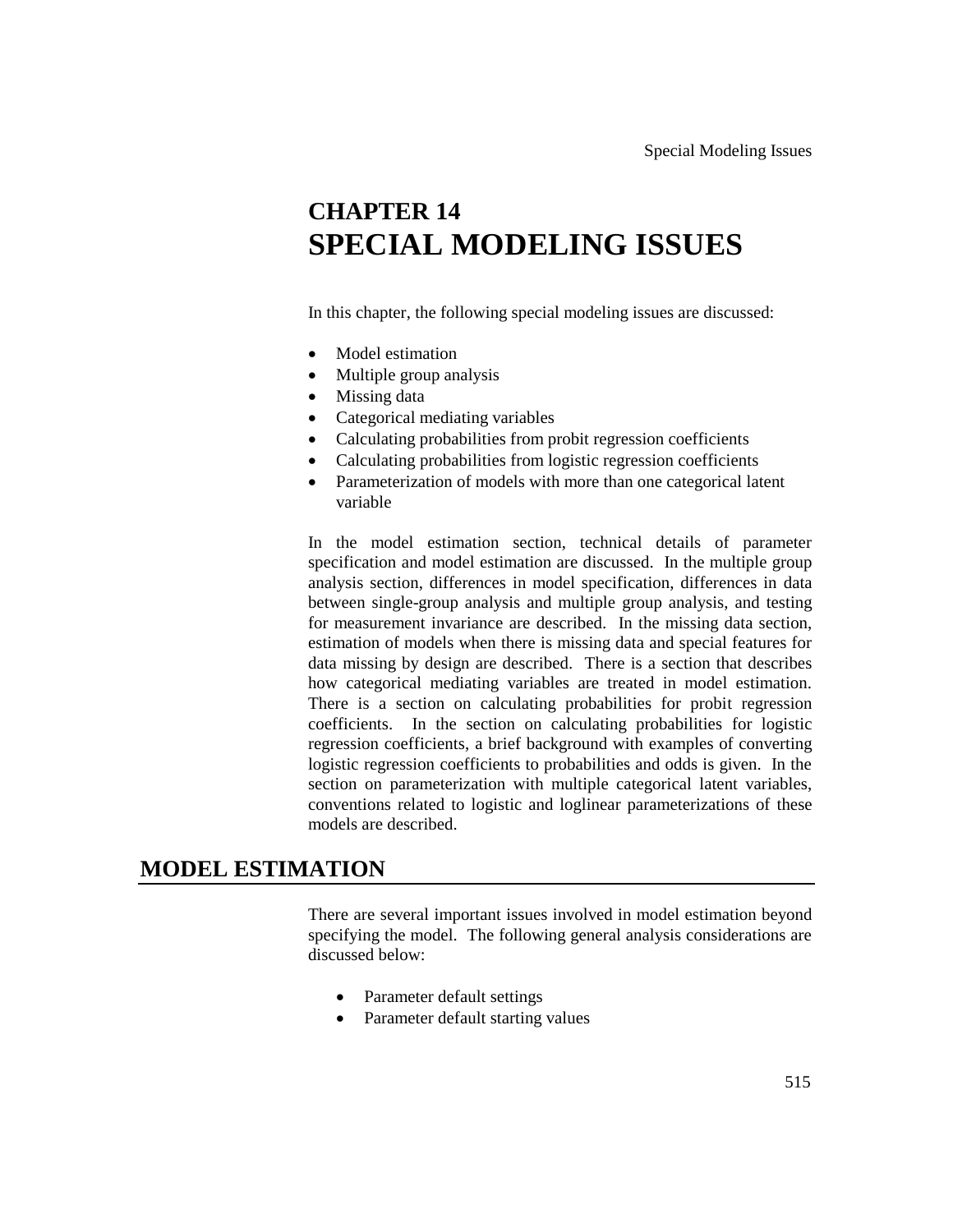# CHAPTER 14
# SPECIAL MODELING ISSUES

In this chapter, the following special modeling issues are discussed:

- Model estimation
- Multiple group analysis
- Missing data
- Categorical mediating variables
- Calculating probabilities from probit regression coefficients
- Calculating probabilities from logistic regression coefficients
- Parameterization of models with more than one categorical latent variable

In the model estimation section, technical details of parameter specification and model estimation are discussed. In the multiple group analysis section, differences in model specification, differences in data between single-group analysis and multiple group analysis, and testing for measurement invariance are described. In the missing data section, estimation of models when there is missing data and special features for data missing by design are described. There is a section that describes how categorical mediating variables are treated in model estimation. There is a section on calculating probabilities for probit regression coefficients. In the section on calculating probabilities for logistic regression coefficients, a brief background with examples of converting logistic regression coefficients to probabilities and odds is given. In the section on parameterization with multiple categorical latent variables, conventions related to logistic and loglinear parameterizations of these models are described.

## MODEL ESTIMATION

There are several important issues involved in model estimation beyond specifying the model. The following general analysis considerations are discussed below:

- Parameter default settings
- Parameter default starting values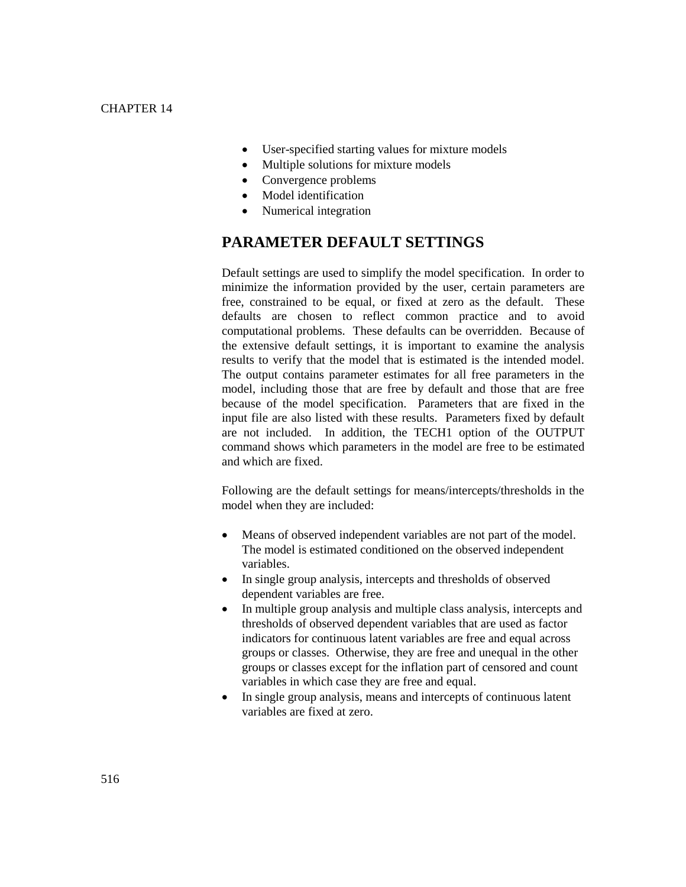- User-specified starting values for mixture models
- Multiple solutions for mixture models
- Convergence problems
- Model identification
- Numerical integration

## PARAMETER DEFAULT SETTINGS

Default settings are used to simplify the model specification. In order to minimize the information provided by the user, certain parameters are free, constrained to be equal, or fixed at zero as the default. These defaults are chosen to reflect common practice and to avoid computational problems. These defaults can be overridden. Because of the extensive default settings, it is important to examine the analysis results to verify that the model that is estimated is the intended model. The output contains parameter estimates for all free parameters in the model, including those that are free by default and those that are free because of the model specification. Parameters that are fixed in the input file are also listed with these results. Parameters fixed by default are not included. In addition, the TECH1 option of the OUTPUT command shows which parameters in the model are free to be estimated and which are fixed.

Following are the default settings for means/intercepts/thresholds in the model when they are included:

- Means of observed independent variables are not part of the model. The model is estimated conditioned on the observed independent variables.
- In single group analysis, intercepts and thresholds of observed dependent variables are free.
- In multiple group analysis and multiple class analysis, intercepts and thresholds of observed dependent variables that are used as factor indicators for continuous latent variables are free and equal across groups or classes. Otherwise, they are free and unequal in the other groups or classes except for the inflation part of censored and count variables in which case they are free and equal.
- In single group analysis, means and intercepts of continuous latent variables are fixed at zero.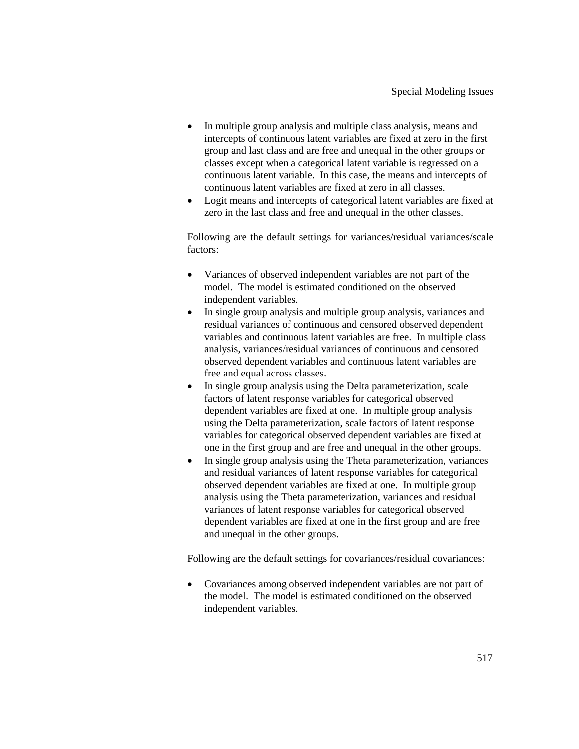- In multiple group analysis and multiple class analysis, means and intercepts of continuous latent variables are fixed at zero in the first group and last class and are free and unequal in the other groups or classes except when a categorical latent variable is regressed on a continuous latent variable. In this case, the means and intercepts of continuous latent variables are fixed at zero in all classes.
- Logit means and intercepts of categorical latent variables are fixed at zero in the last class and free and unequal in the other classes.

Following are the default settings for variances/residual variances/scale factors:

- Variances of observed independent variables are not part of the model. The model is estimated conditioned on the observed independent variables.
- In single group analysis and multiple group analysis, variances and residual variances of continuous and censored observed dependent variables and continuous latent variables are free. In multiple class analysis, variances/residual variances of continuous and censored observed dependent variables and continuous latent variables are free and equal across classes.
- In single group analysis using the Delta parameterization, scale factors of latent response variables for categorical observed dependent variables are fixed at one. In multiple group analysis using the Delta parameterization, scale factors of latent response variables for categorical observed dependent variables are fixed at one in the first group and are free and unequal in the other groups.
- In single group analysis using the Theta parameterization, variances and residual variances of latent response variables for categorical observed dependent variables are fixed at one. In multiple group analysis using the Theta parameterization, variances and residual variances of latent response variables for categorical observed dependent variables are fixed at one in the first group and are free and unequal in the other groups.

Following are the default settings for covariances/residual covariances:

- Covariances among observed independent variables are not part of the model. The model is estimated conditioned on the observed independent variables.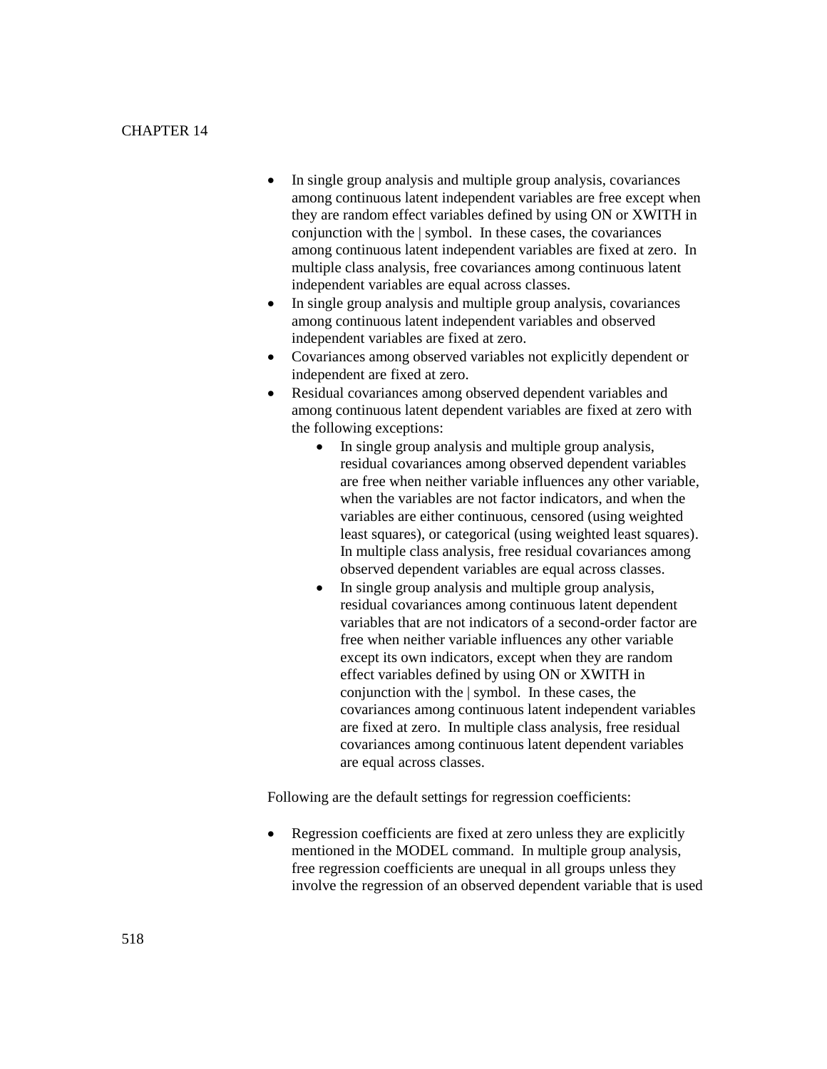- In single group analysis and multiple group analysis, covariances among continuous latent independent variables are free except when they are random effect variables defined by using ON or XWITH in conjunction with the | symbol. In these cases, the covariances among continuous latent independent variables are fixed at zero. In multiple class analysis, free covariances among continuous latent independent variables are equal across classes.
- In single group analysis and multiple group analysis, covariances among continuous latent independent variables and observed independent variables are fixed at zero.
- Covariances among observed variables not explicitly dependent or independent are fixed at zero.
- Residual covariances among observed dependent variables and among continuous latent dependent variables are fixed at zero with the following exceptions:
    - In single group analysis and multiple group analysis, residual covariances among observed dependent variables are free when neither variable influences any other variable, when the variables are not factor indicators, and when the variables are either continuous, censored (using weighted least squares), or categorical (using weighted least squares). In multiple class analysis, free residual covariances among observed dependent variables are equal across classes.
    - In single group analysis and multiple group analysis, residual covariances among continuous latent dependent variables that are not indicators of a second-order factor are free when neither variable influences any other variable except its own indicators, except when they are random effect variables defined by using ON or XWITH in conjunction with the | symbol. In these cases, the covariances among continuous latent independent variables are fixed at zero. In multiple class analysis, free residual covariances among continuous latent dependent variables are equal across classes.

Following are the default settings for regression coefficients:

- Regression coefficients are fixed at zero unless they are explicitly mentioned in the MODEL command. In multiple group analysis, free regression coefficients are unequal in all groups unless they involve the regression of an observed dependent variable that is used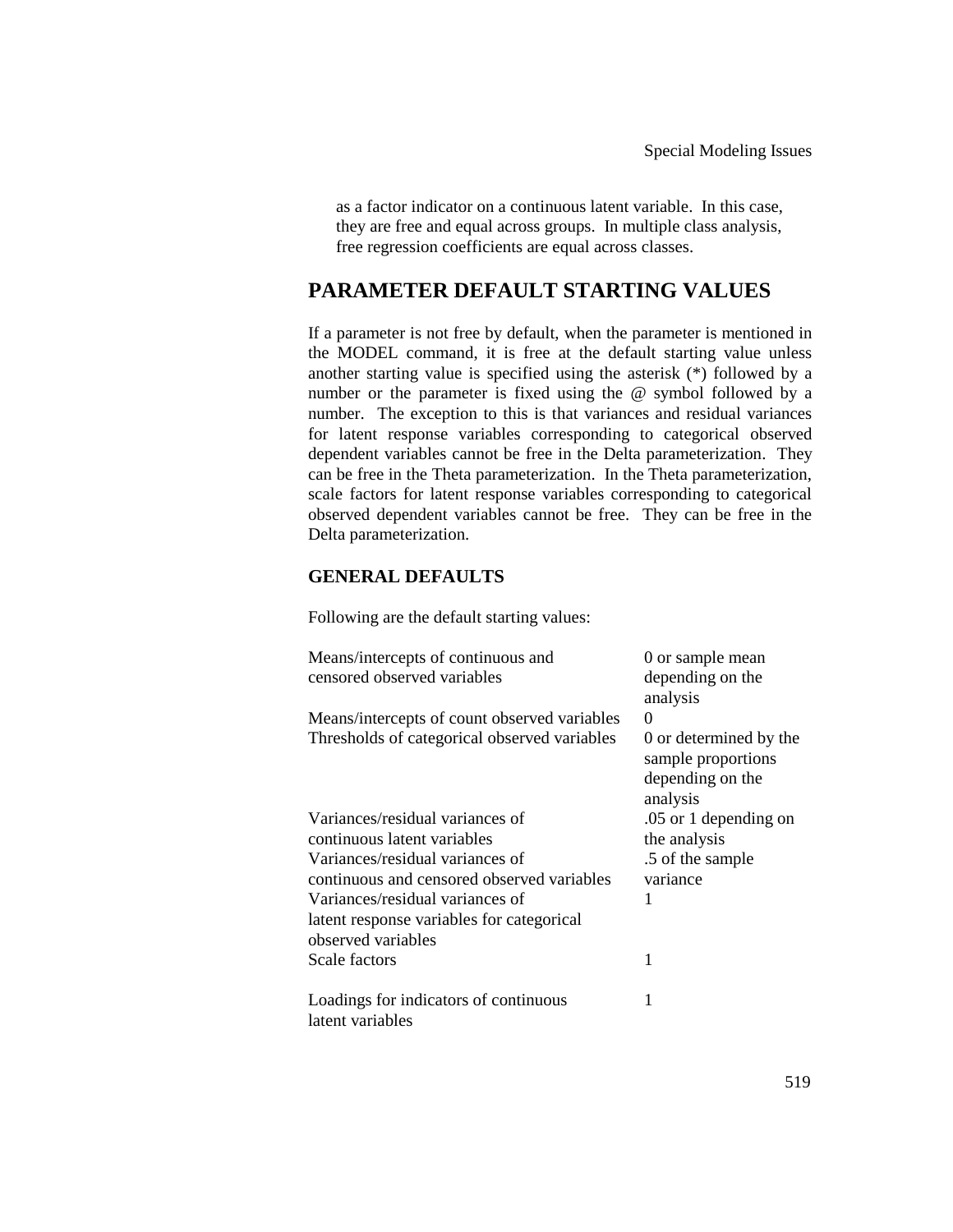as a factor indicator on a continuous latent variable. In this case, they are free and equal across groups. In multiple class analysis, free regression coefficients are equal across classes.

## PARAMETER DEFAULT STARTING VALUES

If a parameter is not free by default, when the parameter is mentioned in the MODEL command, it is free at the default starting value unless another starting value is specified using the asterisk (*) followed by a number or the parameter is fixed using the @ symbol followed by a number. The exception to this is that variances and residual variances for latent response variables corresponding to categorical observed dependent variables cannot be free in the Delta parameterization. They can be free in the Theta parameterization. In the Theta parameterization, scale factors for latent response variables corresponding to categorical observed dependent variables cannot be free. They can be free in the Delta parameterization.

### GENERAL DEFAULTS

Following are the default starting values:

| | |
|---|---|
| Means/intercepts of continuous and censored observed variables | 0 or sample mean depending on the analysis |
| Means/intercepts of count observed variables | 0 |
| Thresholds of categorical observed variables | 0 or determined by the sample proportions depending on the analysis |
| Variances/residual variances of continuous latent variables | .05 or 1 depending on the analysis |
| Variances/residual variances of continuous and censored observed variables | .5 of the sample variance |
| Variances/residual variances of latent response variables for categorical observed variables | 1 |
| Scale factors | 1 |
| Loadings for indicators of continuous latent variables | 1 |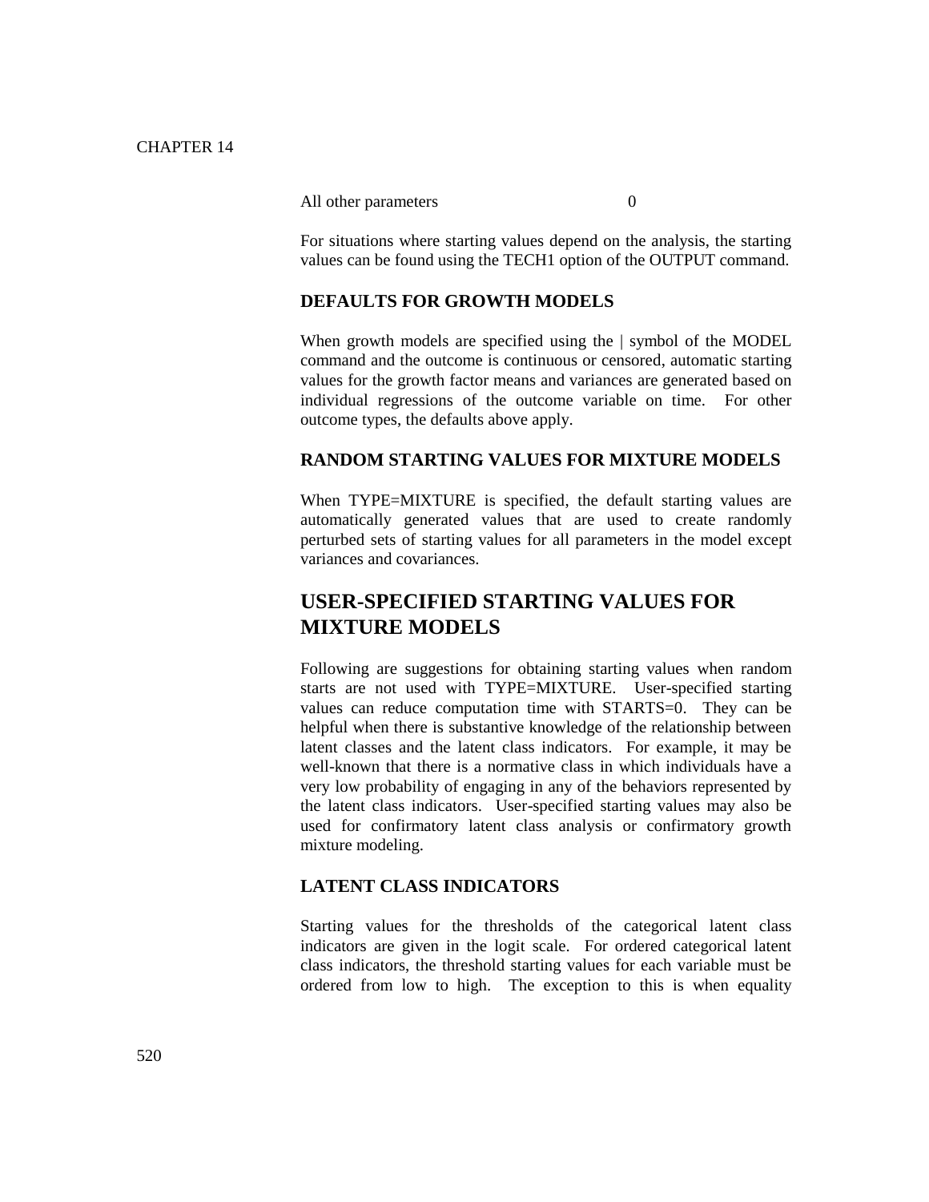| All other parameters | 0 |
|---|---|

For situations where starting values depend on the analysis, the starting values can be found using the TECH1 option of the OUTPUT command.

### DEFAULTS FOR GROWTH MODELS

When growth models are specified using the | symbol of the MODEL command and the outcome is continuous or censored, automatic starting values for the growth factor means and variances are generated based on individual regressions of the outcome variable on time. For other outcome types, the defaults above apply.

### RANDOM STARTING VALUES FOR MIXTURE MODELS

When TYPE=MIXTURE is specified, the default starting values are automatically generated values that are used to create randomly perturbed sets of starting values for all parameters in the model except variances and covariances.

## USER-SPECIFIED STARTING VALUES FOR MIXTURE MODELS

Following are suggestions for obtaining starting values when random starts are not used with TYPE=MIXTURE. User-specified starting values can reduce computation time with STARTS=0. They can be helpful when there is substantive knowledge of the relationship between latent classes and the latent class indicators. For example, it may be well-known that there is a normative class in which individuals have a very low probability of engaging in any of the behaviors represented by the latent class indicators. User-specified starting values may also be used for confirmatory latent class analysis or confirmatory growth mixture modeling.

### LATENT CLASS INDICATORS

Starting values for the thresholds of the categorical latent class indicators are given in the logit scale. For ordered categorical latent class indicators, the threshold starting values for each variable must be ordered from low to high. The exception to this is when equality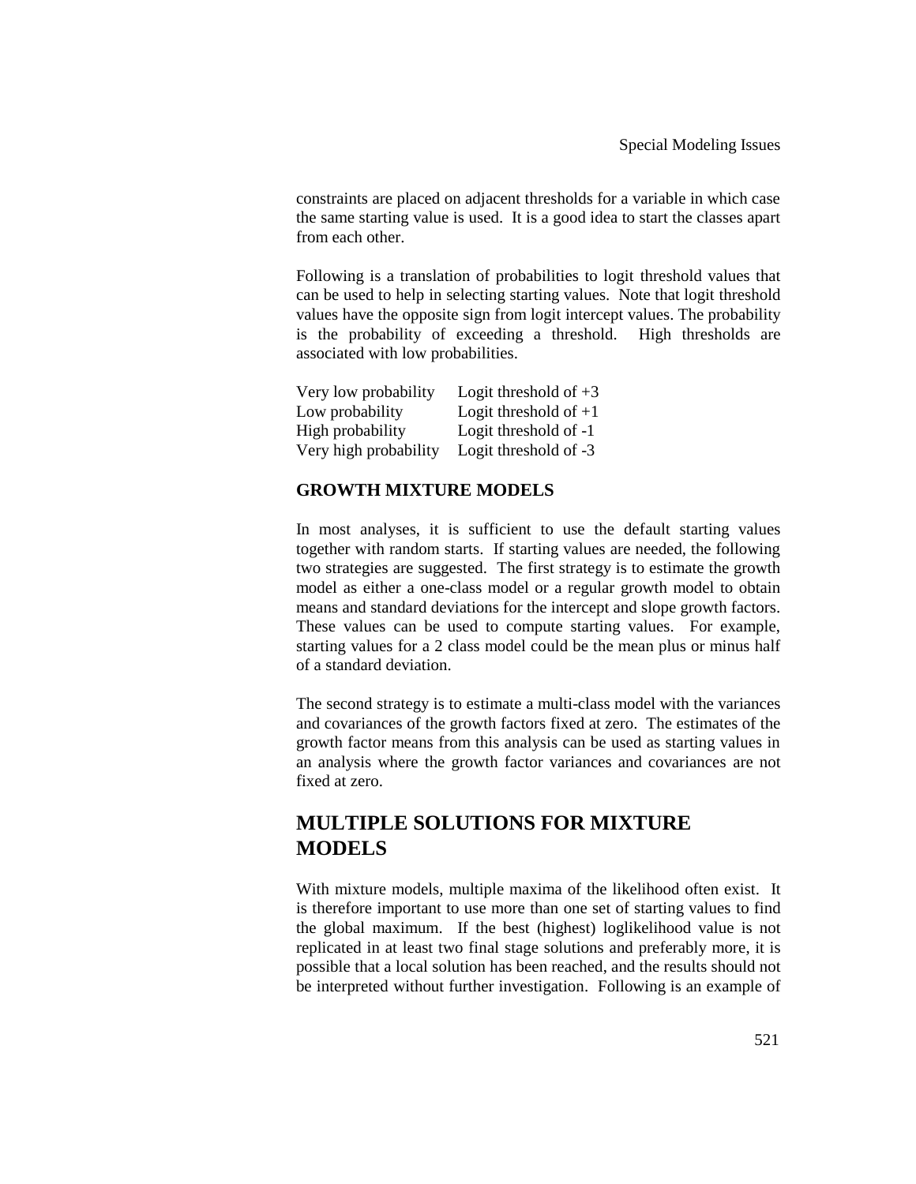constraints are placed on adjacent thresholds for a variable in which case the same starting value is used. It is a good idea to start the classes apart from each other.

Following is a translation of probabilities to logit threshold values that can be used to help in selecting starting values. Note that logit threshold values have the opposite sign from logit intercept values. The probability is the probability of exceeding a threshold. High thresholds are associated with low probabilities.

| | |
|---|---|
| Very low probability | Logit threshold of +3 |
| Low probability | Logit threshold of +1 |
| High probability | Logit threshold of -1 |
| Very high probability | Logit threshold of -3 |

### GROWTH MIXTURE MODELS

In most analyses, it is sufficient to use the default starting values together with random starts. If starting values are needed, the following two strategies are suggested. The first strategy is to estimate the growth model as either a one-class model or a regular growth model to obtain means and standard deviations for the intercept and slope growth factors. These values can be used to compute starting values. For example, starting values for a 2 class model could be the mean plus or minus half of a standard deviation.

The second strategy is to estimate a multi-class model with the variances and covariances of the growth factors fixed at zero. The estimates of the growth factor means from this analysis can be used as starting values in an analysis where the growth factor variances and covariances are not fixed at zero.

## MULTIPLE SOLUTIONS FOR MIXTURE MODELS

With mixture models, multiple maxima of the likelihood often exist. It is therefore important to use more than one set of starting values to find the global maximum. If the best (highest) loglikelihood value is not replicated in at least two final stage solutions and preferably more, it is possible that a local solution has been reached, and the results should not be interpreted without further investigation. Following is an example of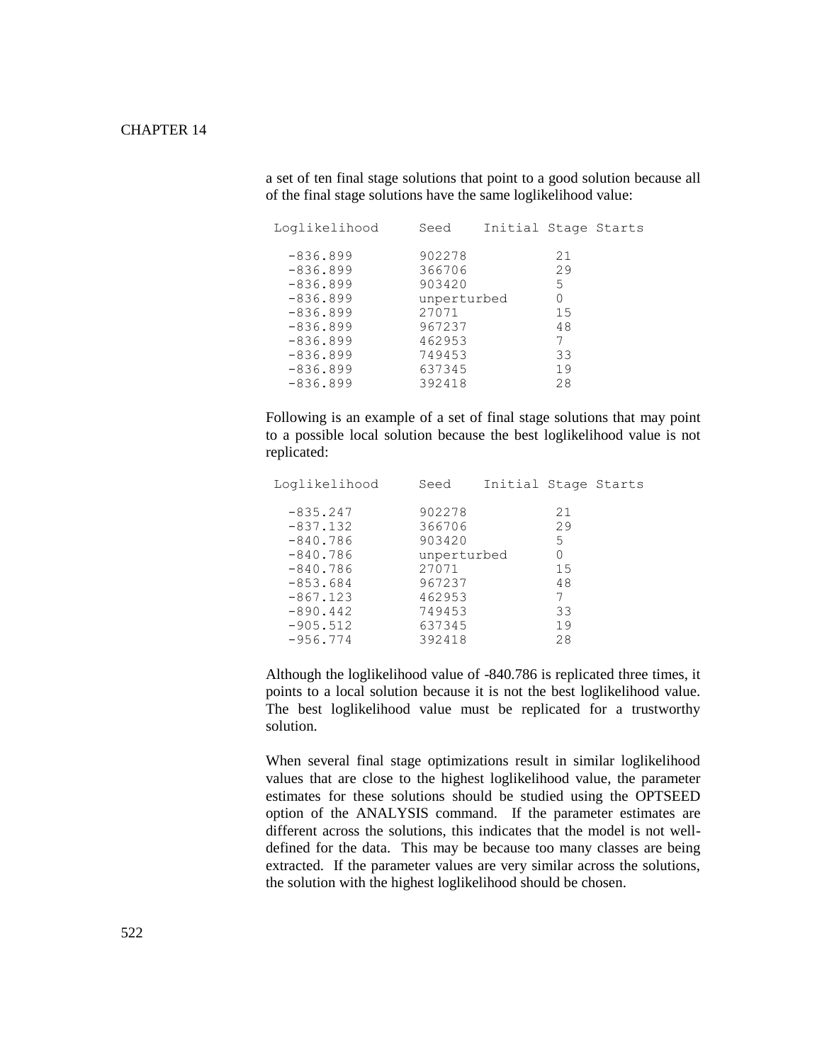a set of ten final stage solutions that point to a good solution because all of the final stage solutions have the same loglikelihood value:

```
 Loglikelihood     Seed    Initial Stage Starts

   -836.899        902278           21
   -836.899        366706           29
   -836.899        903420           5
   -836.899        unperturbed      0
   -836.899        27071            15
   -836.899        967237           48
   -836.899        462953           7
   -836.899        749453           33
   -836.899        637345           19
   -836.899        392418           28
```

Following is an example of a set of final stage solutions that may point to a possible local solution because the best loglikelihood value is not replicated:

```
 Loglikelihood     Seed    Initial Stage Starts

   -835.247        902278           21
   -837.132        366706           29
   -840.786        903420           5
   -840.786        unperturbed      0
   -840.786        27071            15
   -853.684        967237           48
   -867.123        462953           7
   -890.442        749453           33
   -905.512        637345           19
   -956.774        392418           28
```

Although the loglikelihood value of -840.786 is replicated three times, it points to a local solution because it is not the best loglikelihood value. The best loglikelihood value must be replicated for a trustworthy solution.

When several final stage optimizations result in similar loglikelihood values that are close to the highest loglikelihood value, the parameter estimates for these solutions should be studied using the OPTSEED option of the ANALYSIS command. If the parameter estimates are different across the solutions, this indicates that the model is not well-defined for the data. This may be because too many classes are being extracted. If the parameter values are very similar across the solutions, the solution with the highest loglikelihood should be chosen.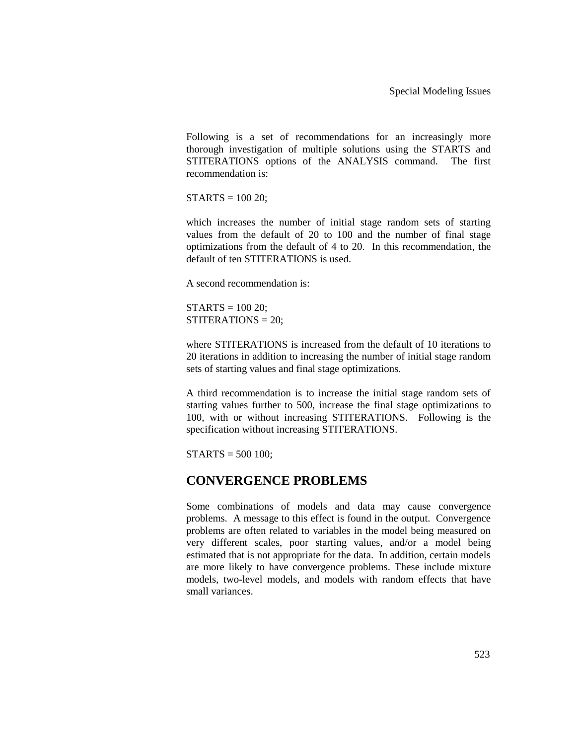Following is a set of recommendations for an increasingly more thorough investigation of multiple solutions using the STARTS and STITERATIONS options of the ANALYSIS command. The first recommendation is:

```
STARTS = 100 20;
```

which increases the number of initial stage random sets of starting values from the default of 20 to 100 and the number of final stage optimizations from the default of 4 to 20. In this recommendation, the default of ten STITERATIONS is used.

A second recommendation is:

```
STARTS = 100 20;
STITERATIONS = 20;
```

where STITERATIONS is increased from the default of 10 iterations to 20 iterations in addition to increasing the number of initial stage random sets of starting values and final stage optimizations.

A third recommendation is to increase the initial stage random sets of starting values further to 500, increase the final stage optimizations to 100, with or without increasing STITERATIONS. Following is the specification without increasing STITERATIONS.

```
STARTS = 500 100;
```

## CONVERGENCE PROBLEMS

Some combinations of models and data may cause convergence problems. A message to this effect is found in the output. Convergence problems are often related to variables in the model being measured on very different scales, poor starting values, and/or a model being estimated that is not appropriate for the data. In addition, certain models are more likely to have convergence problems. These include mixture models, two-level models, and models with random effects that have small variances.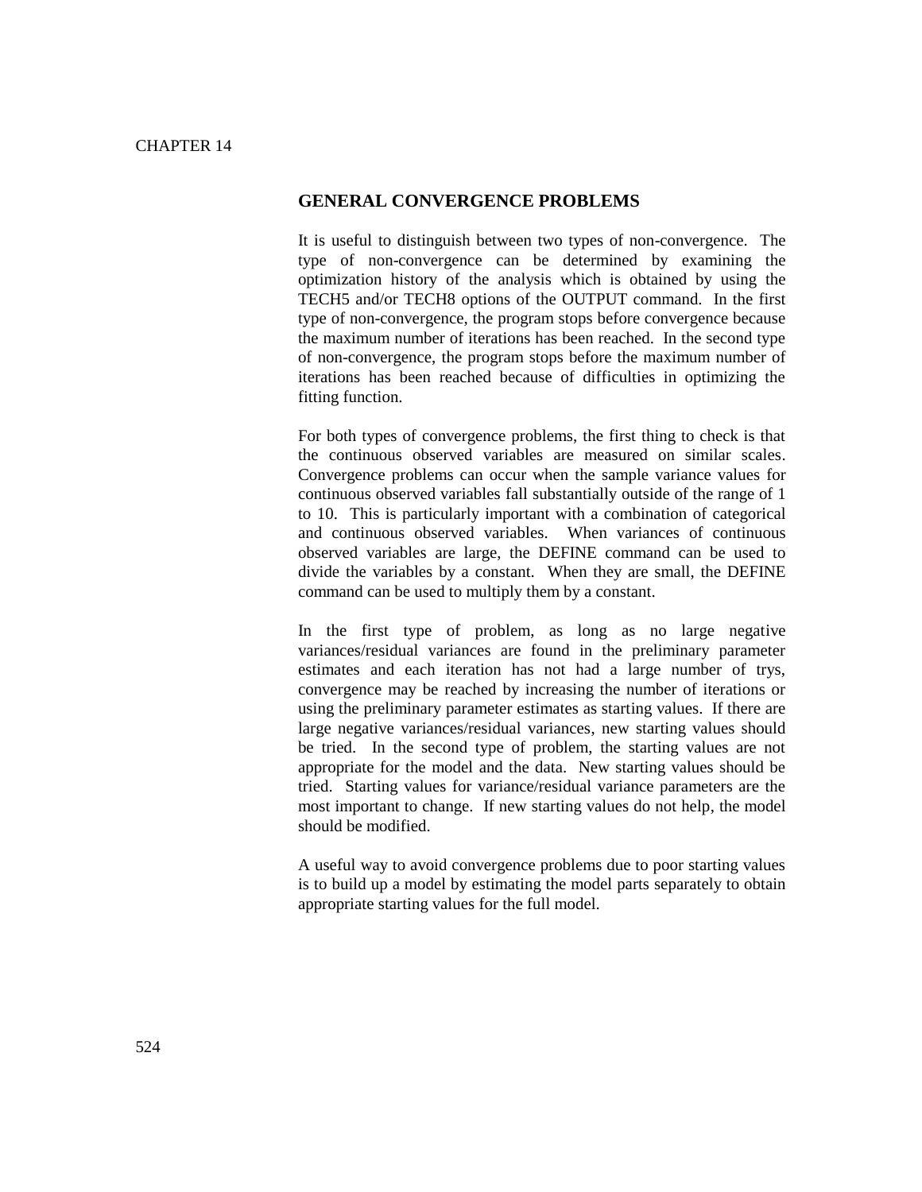## GENERAL CONVERGENCE PROBLEMS

It is useful to distinguish between two types of non-convergence. The type of non-convergence can be determined by examining the optimization history of the analysis which is obtained by using the TECH5 and/or TECH8 options of the OUTPUT command. In the first type of non-convergence, the program stops before convergence because the maximum number of iterations has been reached. In the second type of non-convergence, the program stops before the maximum number of iterations has been reached because of difficulties in optimizing the fitting function.

For both types of convergence problems, the first thing to check is that the continuous observed variables are measured on similar scales. Convergence problems can occur when the sample variance values for continuous observed variables fall substantially outside of the range of 1 to 10. This is particularly important with a combination of categorical and continuous observed variables. When variances of continuous observed variables are large, the DEFINE command can be used to divide the variables by a constant. When they are small, the DEFINE command can be used to multiply them by a constant.

In the first type of problem, as long as no large negative variances/residual variances are found in the preliminary parameter estimates and each iteration has not had a large number of trys, convergence may be reached by increasing the number of iterations or using the preliminary parameter estimates as starting values. If there are large negative variances/residual variances, new starting values should be tried. In the second type of problem, the starting values are not appropriate for the model and the data. New starting values should be tried. Starting values for variance/residual variance parameters are the most important to change. If new starting values do not help, the model should be modified.

A useful way to avoid convergence problems due to poor starting values is to build up a model by estimating the model parts separately to obtain appropriate starting values for the full model.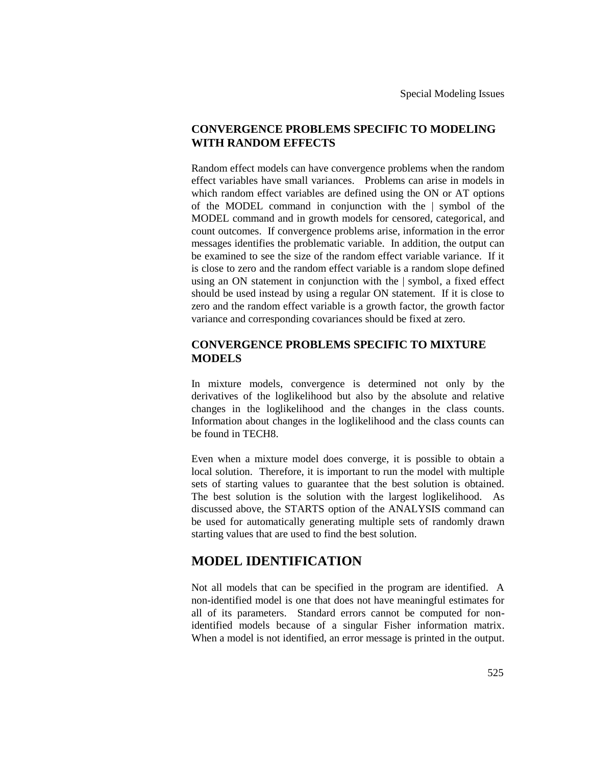### CONVERGENCE PROBLEMS SPECIFIC TO MODELING WITH RANDOM EFFECTS

Random effect models can have convergence problems when the random effect variables have small variances. Problems can arise in models in which random effect variables are defined using the ON or AT options of the MODEL command in conjunction with the | symbol of the MODEL command and in growth models for censored, categorical, and count outcomes. If convergence problems arise, information in the error messages identifies the problematic variable. In addition, the output can be examined to see the size of the random effect variable variance. If it is close to zero and the random effect variable is a random slope defined using an ON statement in conjunction with the | symbol, a fixed effect should be used instead by using a regular ON statement. If it is close to zero and the random effect variable is a growth factor, the growth factor variance and corresponding covariances should be fixed at zero.

### CONVERGENCE PROBLEMS SPECIFIC TO MIXTURE MODELS

In mixture models, convergence is determined not only by the derivatives of the loglikelihood but also by the absolute and relative changes in the loglikelihood and the changes in the class counts. Information about changes in the loglikelihood and the class counts can be found in TECH8.

Even when a mixture model does converge, it is possible to obtain a local solution. Therefore, it is important to run the model with multiple sets of starting values to guarantee that the best solution is obtained. The best solution is the solution with the largest loglikelihood. As discussed above, the STARTS option of the ANALYSIS command can be used for automatically generating multiple sets of randomly drawn starting values that are used to find the best solution.

## MODEL IDENTIFICATION

Not all models that can be specified in the program are identified. A non-identified model is one that does not have meaningful estimates for all of its parameters. Standard errors cannot be computed for non-identified models because of a singular Fisher information matrix. When a model is not identified, an error message is printed in the output.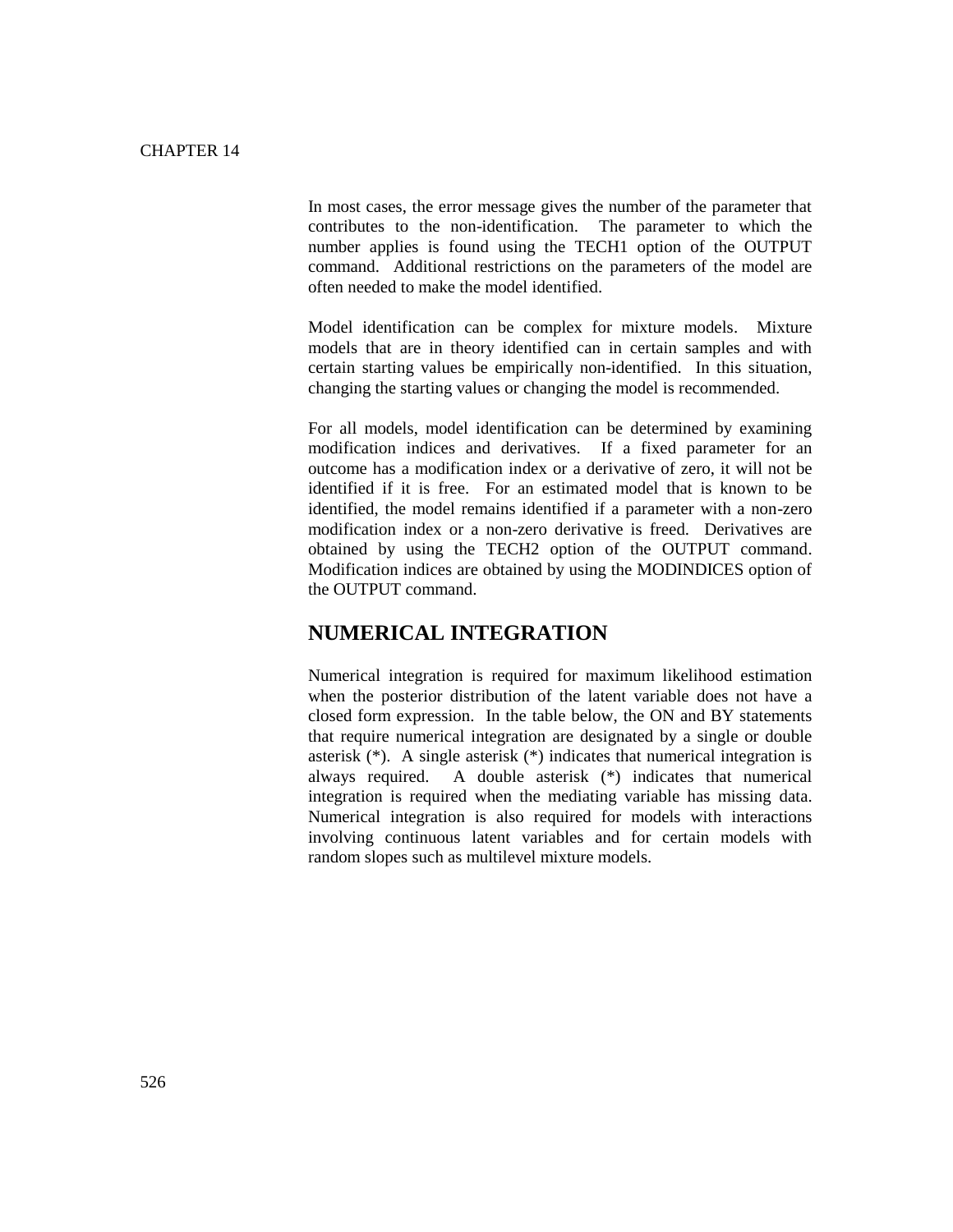In most cases, the error message gives the number of the parameter that contributes to the non-identification. The parameter to which the number applies is found using the TECH1 option of the OUTPUT command. Additional restrictions on the parameters of the model are often needed to make the model identified.

Model identification can be complex for mixture models. Mixture models that are in theory identified can in certain samples and with certain starting values be empirically non-identified. In this situation, changing the starting values or changing the model is recommended.

For all models, model identification can be determined by examining modification indices and derivatives. If a fixed parameter for an outcome has a modification index or a derivative of zero, it will not be identified if it is free. For an estimated model that is known to be identified, the model remains identified if a parameter with a non-zero modification index or a non-zero derivative is freed. Derivatives are obtained by using the TECH2 option of the OUTPUT command. Modification indices are obtained by using the MODINDICES option of the OUTPUT command.

## NUMERICAL INTEGRATION

Numerical integration is required for maximum likelihood estimation when the posterior distribution of the latent variable does not have a closed form expression. In the table below, the ON and BY statements that require numerical integration are designated by a single or double asterisk (*). A single asterisk (*) indicates that numerical integration is always required. A double asterisk (*) indicates that numerical integration is required when the mediating variable has missing data. Numerical integration is also required for models with interactions involving continuous latent variables and for certain models with random slopes such as multilevel mixture models.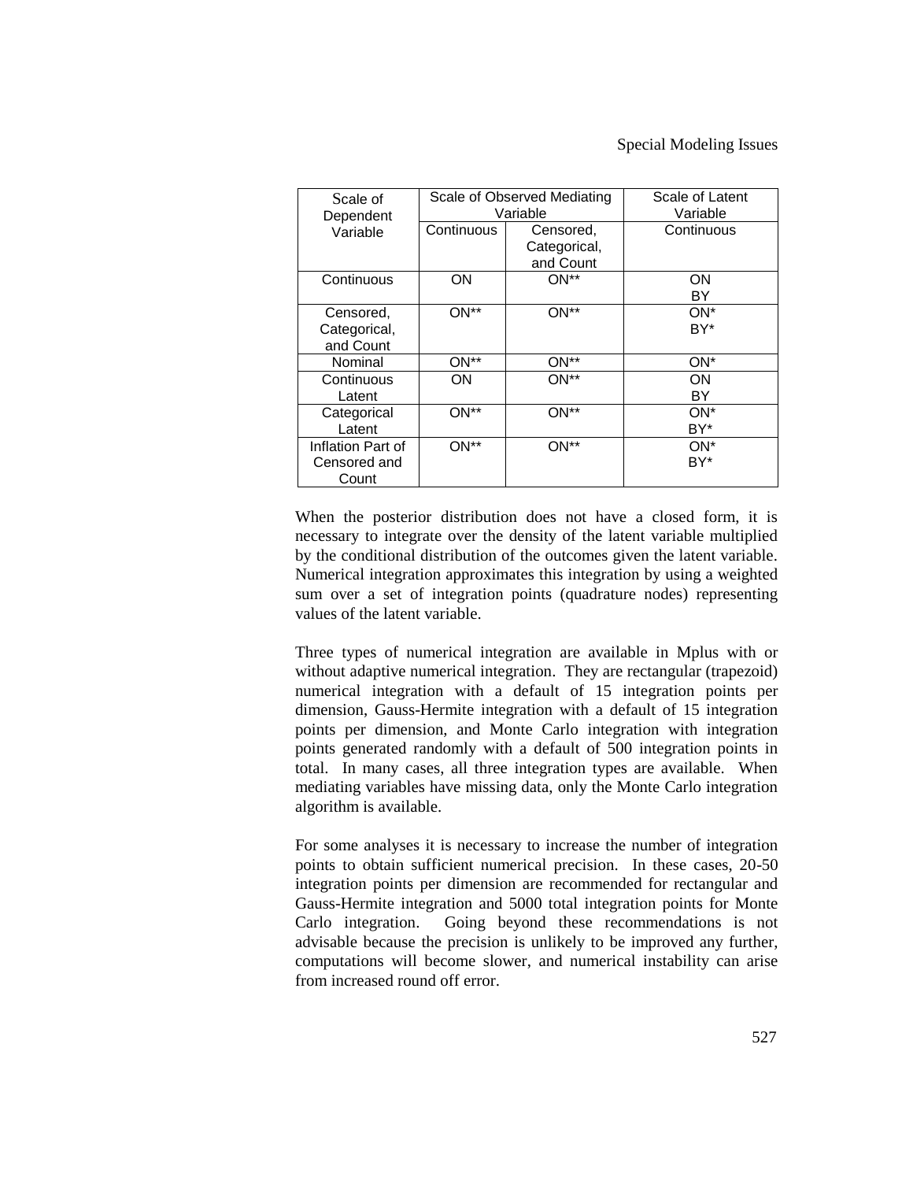| Scale of Dependent Variable | Scale of Observed Mediating Variable | | Scale of Latent Variable |
|---|---|---|---|
| | Continuous | Censored, Categorical, and Count | Continuous |
| Continuous | ON | ON** | ON BY |
| Censored, Categorical, and Count | ON** | ON** | ON* BY* |
| Nominal | ON** | ON** | ON* |
| Continuous Latent | ON | ON** | ON BY |
| Categorical Latent | ON** | ON** | ON* BY* |
| Inflation Part of Censored and Count | ON** | ON** | ON* BY* |

When the posterior distribution does not have a closed form, it is necessary to integrate over the density of the latent variable multiplied by the conditional distribution of the outcomes given the latent variable. Numerical integration approximates this integration by using a weighted sum over a set of integration points (quadrature nodes) representing values of the latent variable.

Three types of numerical integration are available in Mplus with or without adaptive numerical integration. They are rectangular (trapezoid) numerical integration with a default of 15 integration points per dimension, Gauss-Hermite integration with a default of 15 integration points per dimension, and Monte Carlo integration with integration points generated randomly with a default of 500 integration points in total. In many cases, all three integration types are available. When mediating variables have missing data, only the Monte Carlo integration algorithm is available.

For some analyses it is necessary to increase the number of integration points to obtain sufficient numerical precision. In these cases, 20-50 integration points per dimension are recommended for rectangular and Gauss-Hermite integration and 5000 total integration points for Monte Carlo integration. Going beyond these recommendations is not advisable because the precision is unlikely to be improved any further, computations will become slower, and numerical instability can arise from increased round off error.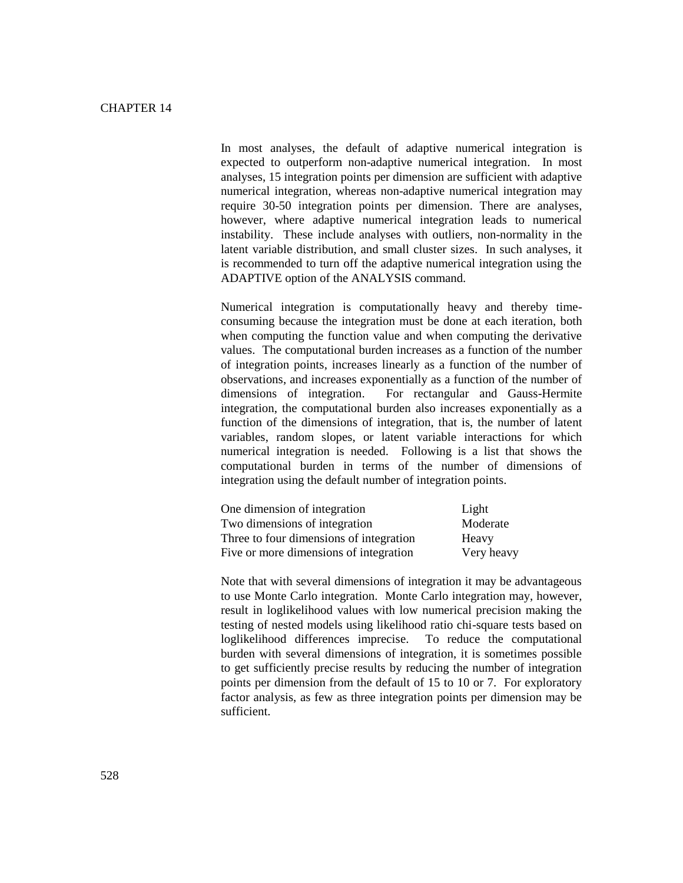In most analyses, the default of adaptive numerical integration is expected to outperform non-adaptive numerical integration. In most analyses, 15 integration points per dimension are sufficient with adaptive numerical integration, whereas non-adaptive numerical integration may require 30-50 integration points per dimension. There are analyses, however, where adaptive numerical integration leads to numerical instability. These include analyses with outliers, non-normality in the latent variable distribution, and small cluster sizes. In such analyses, it is recommended to turn off the adaptive numerical integration using the ADAPTIVE option of the ANALYSIS command.

Numerical integration is computationally heavy and thereby time-consuming because the integration must be done at each iteration, both when computing the function value and when computing the derivative values. The computational burden increases as a function of the number of integration points, increases linearly as a function of the number of observations, and increases exponentially as a function of the number of dimensions of integration. For rectangular and Gauss-Hermite integration, the computational burden also increases exponentially as a function of the dimensions of integration, that is, the number of latent variables, random slopes, or latent variable interactions for which numerical integration is needed. Following is a list that shows the computational burden in terms of the number of dimensions of integration using the default number of integration points.

| | |
|---|---|
| One dimension of integration | Light |
| Two dimensions of integration | Moderate |
| Three to four dimensions of integration | Heavy |
| Five or more dimensions of integration | Very heavy |

Note that with several dimensions of integration it may be advantageous to use Monte Carlo integration. Monte Carlo integration may, however, result in loglikelihood values with low numerical precision making the testing of nested models using likelihood ratio chi-square tests based on loglikelihood differences imprecise. To reduce the computational burden with several dimensions of integration, it is sometimes possible to get sufficiently precise results by reducing the number of integration points per dimension from the default of 15 to 10 or 7. For exploratory factor analysis, as few as three integration points per dimension may be sufficient.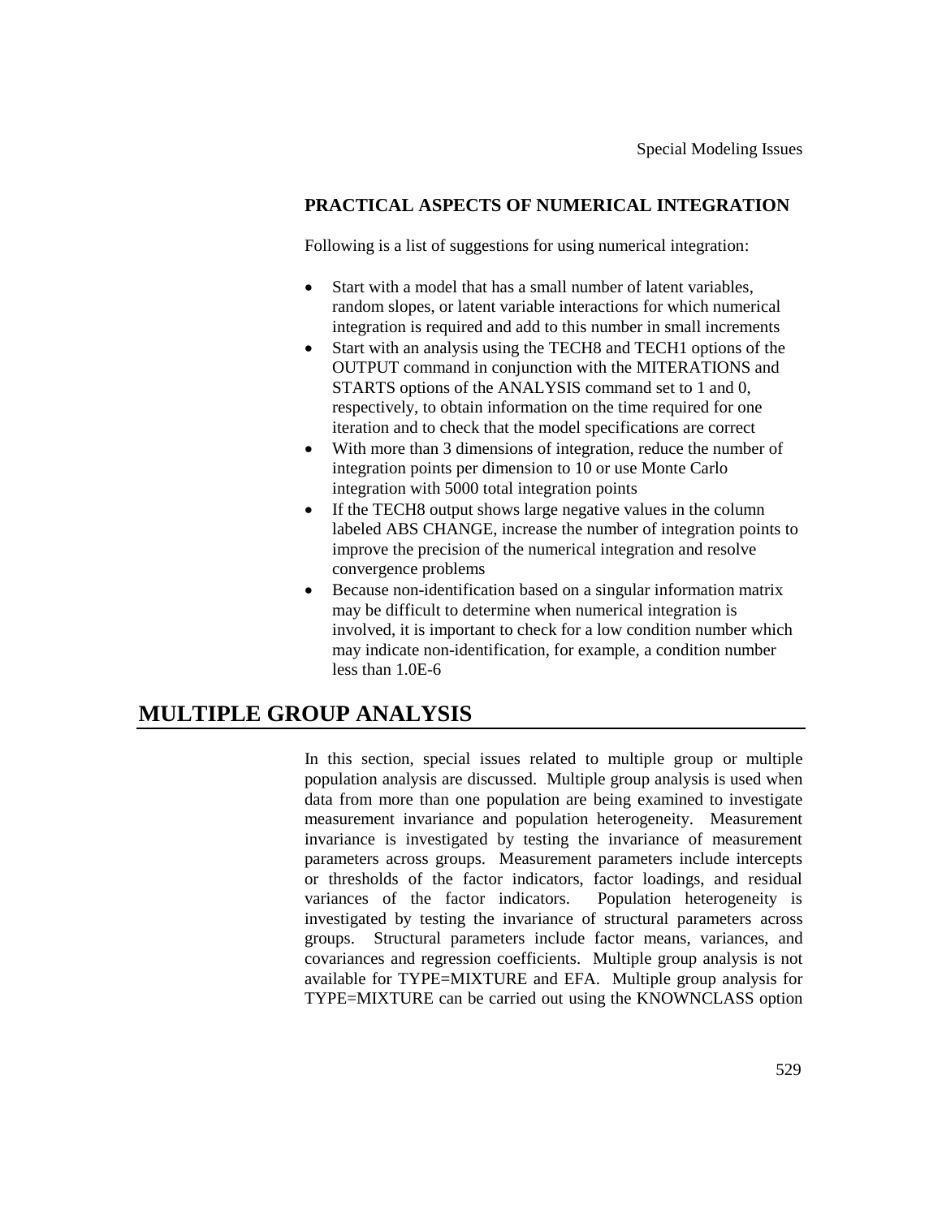### PRACTICAL ASPECTS OF NUMERICAL INTEGRATION

Following is a list of suggestions for using numerical integration:

- Start with a model that has a small number of latent variables, random slopes, or latent variable interactions for which numerical integration is required and add to this number in small increments
- Start with an analysis using the TECH8 and TECH1 options of the OUTPUT command in conjunction with the MITERATIONS and STARTS options of the ANALYSIS command set to 1 and 0, respectively, to obtain information on the time required for one iteration and to check that the model specifications are correct
- With more than 3 dimensions of integration, reduce the number of integration points per dimension to 10 or use Monte Carlo integration with 5000 total integration points
- If the TECH8 output shows large negative values in the column labeled ABS CHANGE, increase the number of integration points to improve the precision of the numerical integration and resolve convergence problems
- Because non-identification based on a singular information matrix may be difficult to determine when numerical integration is involved, it is important to check for a low condition number which may indicate non-identification, for example, a condition number less than 1.0E-6

## MULTIPLE GROUP ANALYSIS

In this section, special issues related to multiple group or multiple population analysis are discussed. Multiple group analysis is used when data from more than one population are being examined to investigate measurement invariance and population heterogeneity. Measurement invariance is investigated by testing the invariance of measurement parameters across groups. Measurement parameters include intercepts or thresholds of the factor indicators, factor loadings, and residual variances of the factor indicators. Population heterogeneity is investigated by testing the invariance of structural parameters across groups. Structural parameters include factor means, variances, and covariances and regression coefficients. Multiple group analysis is not available for TYPE=MIXTURE and EFA. Multiple group analysis for TYPE=MIXTURE can be carried out using the KNOWNCLASS option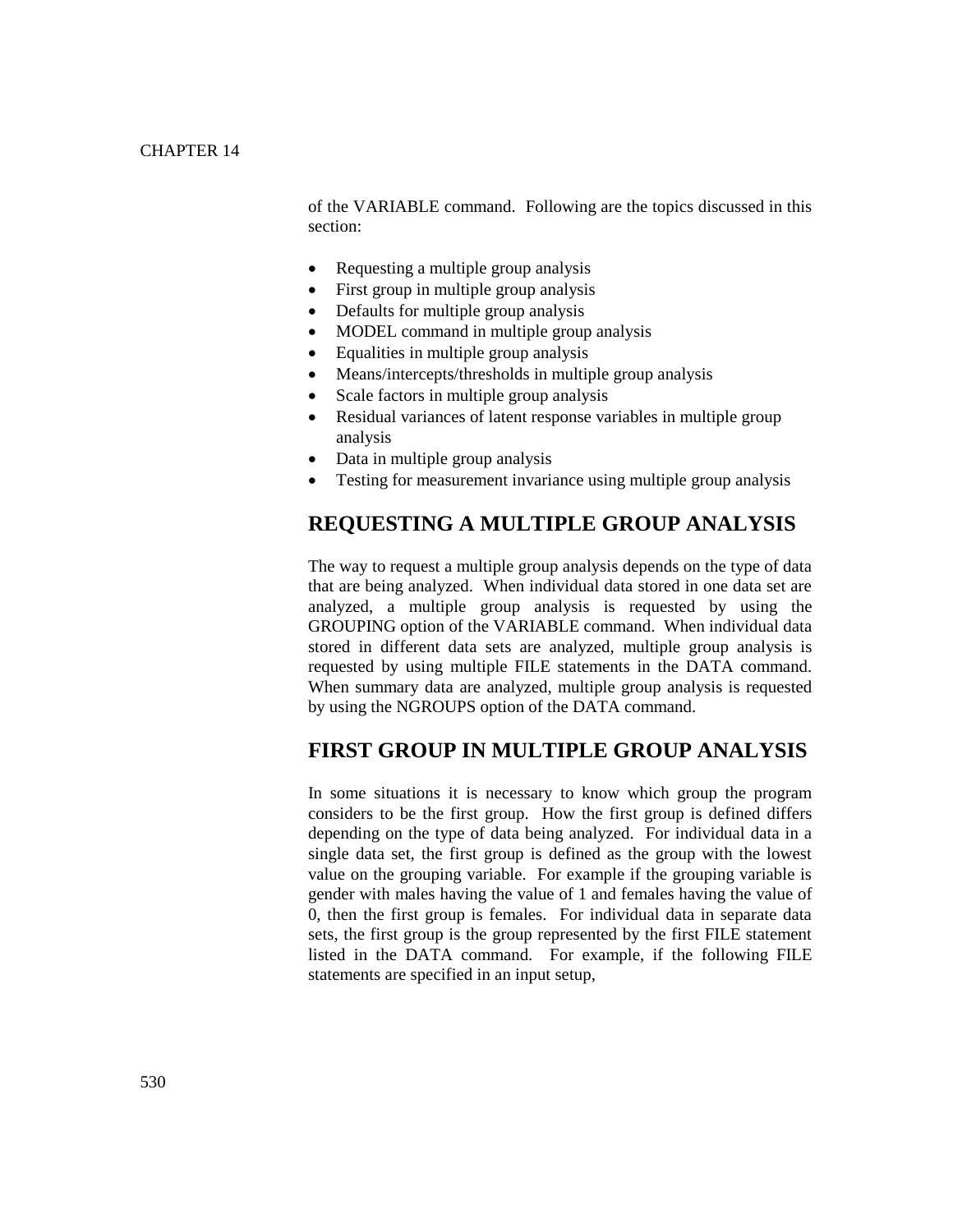of the VARIABLE command. Following are the topics discussed in this section:

- Requesting a multiple group analysis
- First group in multiple group analysis
- Defaults for multiple group analysis
- MODEL command in multiple group analysis
- Equalities in multiple group analysis
- Means/intercepts/thresholds in multiple group analysis
- Scale factors in multiple group analysis
- Residual variances of latent response variables in multiple group analysis
- Data in multiple group analysis
- Testing for measurement invariance using multiple group analysis

## REQUESTING A MULTIPLE GROUP ANALYSIS

The way to request a multiple group analysis depends on the type of data that are being analyzed. When individual data stored in one data set are analyzed, a multiple group analysis is requested by using the GROUPING option of the VARIABLE command. When individual data stored in different data sets are analyzed, multiple group analysis is requested by using multiple FILE statements in the DATA command. When summary data are analyzed, multiple group analysis is requested by using the NGROUPS option of the DATA command.

## FIRST GROUP IN MULTIPLE GROUP ANALYSIS

In some situations it is necessary to know which group the program considers to be the first group. How the first group is defined differs depending on the type of data being analyzed. For individual data in a single data set, the first group is defined as the group with the lowest value on the grouping variable. For example if the grouping variable is gender with males having the value of 1 and females having the value of 0, then the first group is females. For individual data in separate data sets, the first group is the group represented by the first FILE statement listed in the DATA command. For example, if the following FILE statements are specified in an input setup,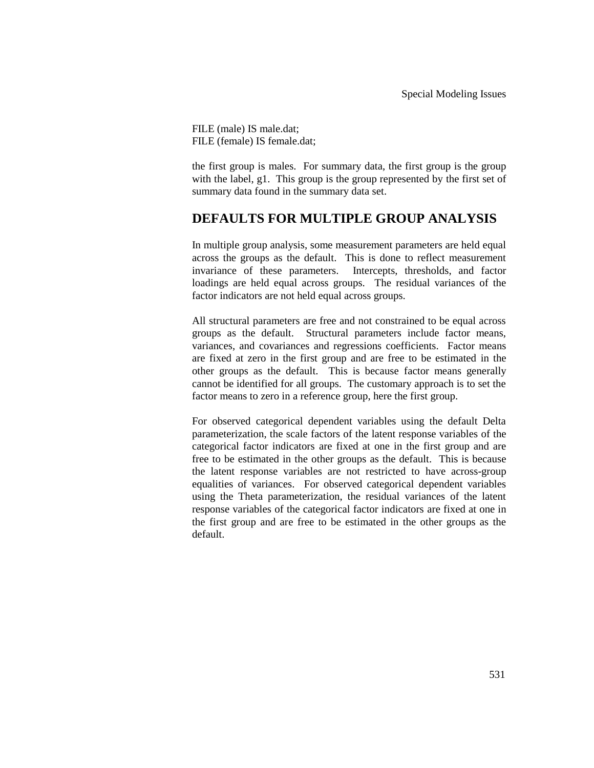```
FILE (male) IS male.dat;
FILE (female) IS female.dat;
```

the first group is males. For summary data, the first group is the group with the label, g1. This group is the group represented by the first set of summary data found in the summary data set.

## DEFAULTS FOR MULTIPLE GROUP ANALYSIS

In multiple group analysis, some measurement parameters are held equal across the groups as the default. This is done to reflect measurement invariance of these parameters. Intercepts, thresholds, and factor loadings are held equal across groups. The residual variances of the factor indicators are not held equal across groups.

All structural parameters are free and not constrained to be equal across groups as the default. Structural parameters include factor means, variances, and covariances and regressions coefficients. Factor means are fixed at zero in the first group and are free to be estimated in the other groups as the default. This is because factor means generally cannot be identified for all groups. The customary approach is to set the factor means to zero in a reference group, here the first group.

For observed categorical dependent variables using the default Delta parameterization, the scale factors of the latent response variables of the categorical factor indicators are fixed at one in the first group and are free to be estimated in the other groups as the default. This is because the latent response variables are not restricted to have across-group equalities of variances. For observed categorical dependent variables using the Theta parameterization, the residual variances of the latent response variables of the categorical factor indicators are fixed at one in the first group and are free to be estimated in the other groups as the default.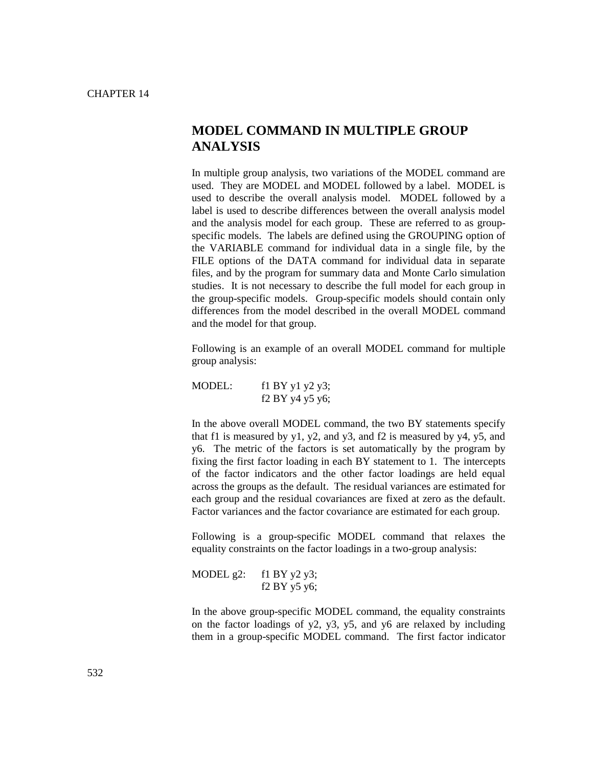CHAPTER 14

# MODEL COMMAND IN MULTIPLE GROUP ANALYSIS

In multiple group analysis, two variations of the MODEL command are used. They are MODEL and MODEL followed by a label. MODEL is used to describe the overall analysis model. MODEL followed by a label is used to describe differences between the overall analysis model and the analysis model for each group. These are referred to as group-specific models. The labels are defined using the GROUPING option of the VARIABLE command for individual data in a single file, by the FILE options of the DATA command for individual data in separate files, and by the program for summary data and Monte Carlo simulation studies. It is not necessary to describe the full model for each group in the group-specific models. Group-specific models should contain only differences from the model described in the overall MODEL command and the model for that group.

Following is an example of an overall MODEL command for multiple group analysis:

```
MODEL:      f1 BY y1 y2 y3;
            f2 BY y4 y5 y6;
```

In the above overall MODEL command, the two BY statements specify that f1 is measured by y1, y2, and y3, and f2 is measured by y4, y5, and y6. The metric of the factors is set automatically by the program by fixing the first factor loading in each BY statement to 1. The intercepts of the factor indicators and the other factor loadings are held equal across the groups as the default. The residual variances are estimated for each group and the residual covariances are fixed at zero as the default. Factor variances and the factor covariance are estimated for each group.

Following is a group-specific MODEL command that relaxes the equality constraints on the factor loadings in a two-group analysis:

```
MODEL g2:   f1 BY y2 y3;
            f2 BY y5 y6;
```

In the above group-specific MODEL command, the equality constraints on the factor loadings of y2, y3, y5, and y6 are relaxed by including them in a group-specific MODEL command. The first factor indicator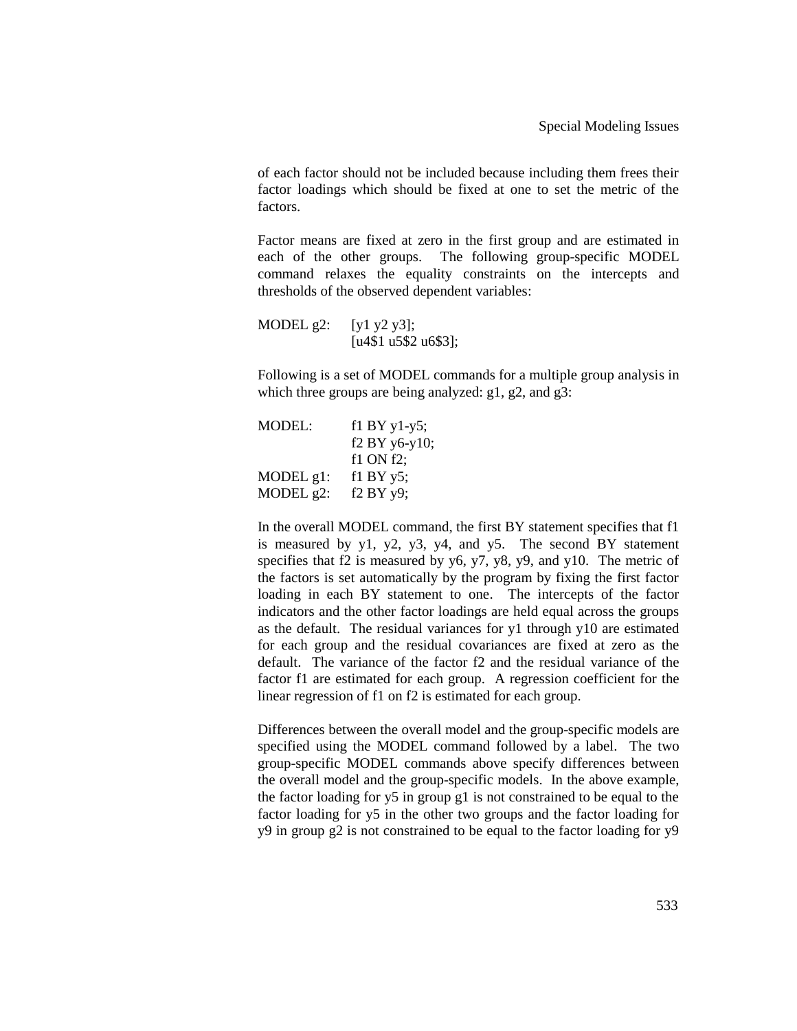of each factor should not be included because including them frees their factor loadings which should be fixed at one to set the metric of the factors.

Factor means are fixed at zero in the first group and are estimated in each of the other groups. The following group-specific MODEL command relaxes the equality constraints on the intercepts and thresholds of the observed dependent variables:

```
MODEL g2:    [y1 y2 y3];
             [u4$1 u5$2 u6$3];
```

Following is a set of MODEL commands for a multiple group analysis in which three groups are being analyzed: g1, g2, and g3:

```
MODEL:       f1 BY y1-y5;
             f2 BY y6-y10;
             f1 ON f2;
MODEL g1:    f1 BY y5;
MODEL g2:    f2 BY y9;
```

In the overall MODEL command, the first BY statement specifies that f1 is measured by y1, y2, y3, y4, and y5. The second BY statement specifies that f2 is measured by y6, y7, y8, y9, and y10. The metric of the factors is set automatically by the program by fixing the first factor loading in each BY statement to one. The intercepts of the factor indicators and the other factor loadings are held equal across the groups as the default. The residual variances for y1 through y10 are estimated for each group and the residual covariances are fixed at zero as the default. The variance of the factor f2 and the residual variance of the factor f1 are estimated for each group. A regression coefficient for the linear regression of f1 on f2 is estimated for each group.

Differences between the overall model and the group-specific models are specified using the MODEL command followed by a label. The two group-specific MODEL commands above specify differences between the overall model and the group-specific models. In the above example, the factor loading for y5 in group g1 is not constrained to be equal to the factor loading for y5 in the other two groups and the factor loading for y9 in group g2 is not constrained to be equal to the factor loading for y9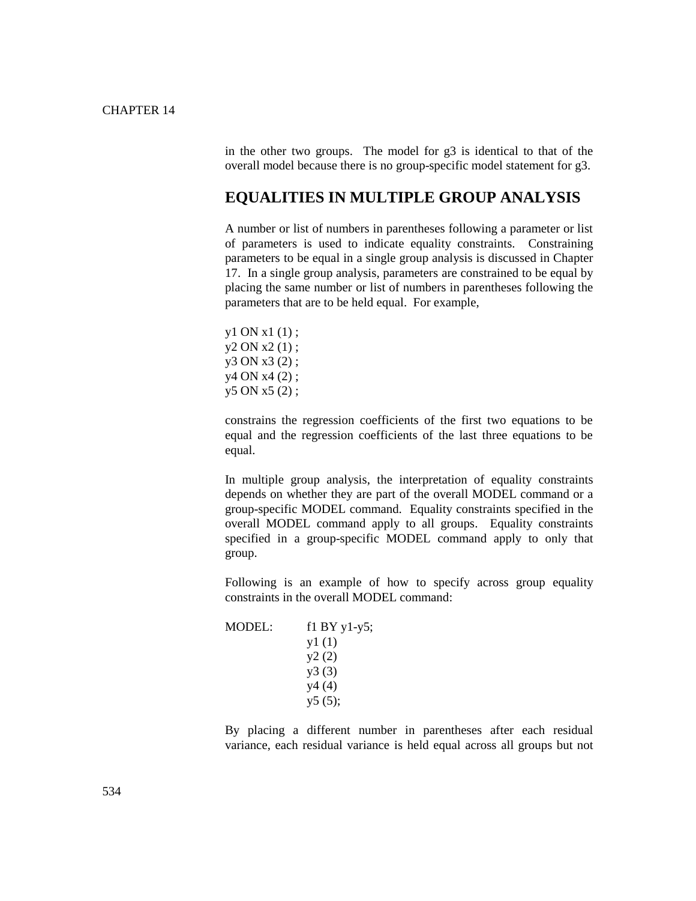in the other two groups. The model for g3 is identical to that of the overall model because there is no group-specific model statement for g3.

## EQUALITIES IN MULTIPLE GROUP ANALYSIS

A number or list of numbers in parentheses following a parameter or list of parameters is used to indicate equality constraints. Constraining parameters to be equal in a single group analysis is discussed in Chapter 17. In a single group analysis, parameters are constrained to be equal by placing the same number or list of numbers in parentheses following the parameters that are to be held equal. For example,

```
y1 ON x1 (1) ;
y2 ON x2 (1) ;
y3 ON x3 (2) ;
y4 ON x4 (2) ;
y5 ON x5 (2) ;
```

constrains the regression coefficients of the first two equations to be equal and the regression coefficients of the last three equations to be equal.

In multiple group analysis, the interpretation of equality constraints depends on whether they are part of the overall MODEL command or a group-specific MODEL command. Equality constraints specified in the overall MODEL command apply to all groups. Equality constraints specified in a group-specific MODEL command apply to only that group.

Following is an example of how to specify across group equality constraints in the overall MODEL command:

```
MODEL:    f1 BY y1-y5;
          y1 (1)
          y2 (2)
          y3 (3)
          y4 (4)
          y5 (5);
```

By placing a different number in parentheses after each residual variance, each residual variance is held equal across all groups but not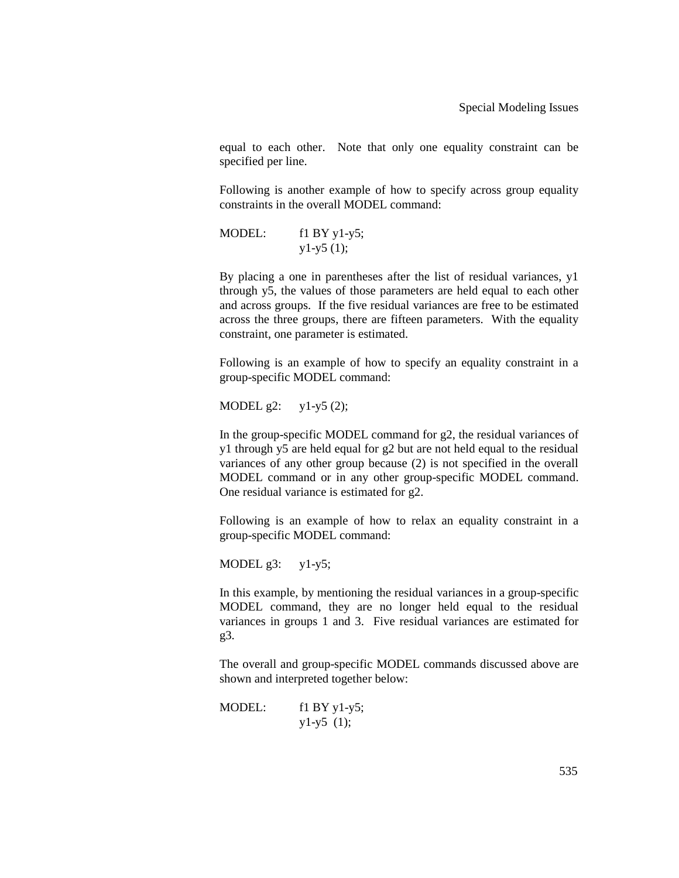equal to each other. Note that only one equality constraint can be specified per line.

Following is another example of how to specify across group equality constraints in the overall MODEL command:

```
MODEL:      f1 BY y1-y5;
            y1-y5 (1);
```

By placing a one in parentheses after the list of residual variances, y1 through y5, the values of those parameters are held equal to each other and across groups. If the five residual variances are free to be estimated across the three groups, there are fifteen parameters. With the equality constraint, one parameter is estimated.

Following is an example of how to specify an equality constraint in a group-specific MODEL command:

```
MODEL g2:   y1-y5 (2);
```

In the group-specific MODEL command for g2, the residual variances of y1 through y5 are held equal for g2 but are not held equal to the residual variances of any other group because (2) is not specified in the overall MODEL command or in any other group-specific MODEL command. One residual variance is estimated for g2.

Following is an example of how to relax an equality constraint in a group-specific MODEL command:

```
MODEL g3:   y1-y5;
```

In this example, by mentioning the residual variances in a group-specific MODEL command, they are no longer held equal to the residual variances in groups 1 and 3. Five residual variances are estimated for g3.

The overall and group-specific MODEL commands discussed above are shown and interpreted together below:

```
MODEL:      f1 BY y1-y5;
            y1-y5  (1);
```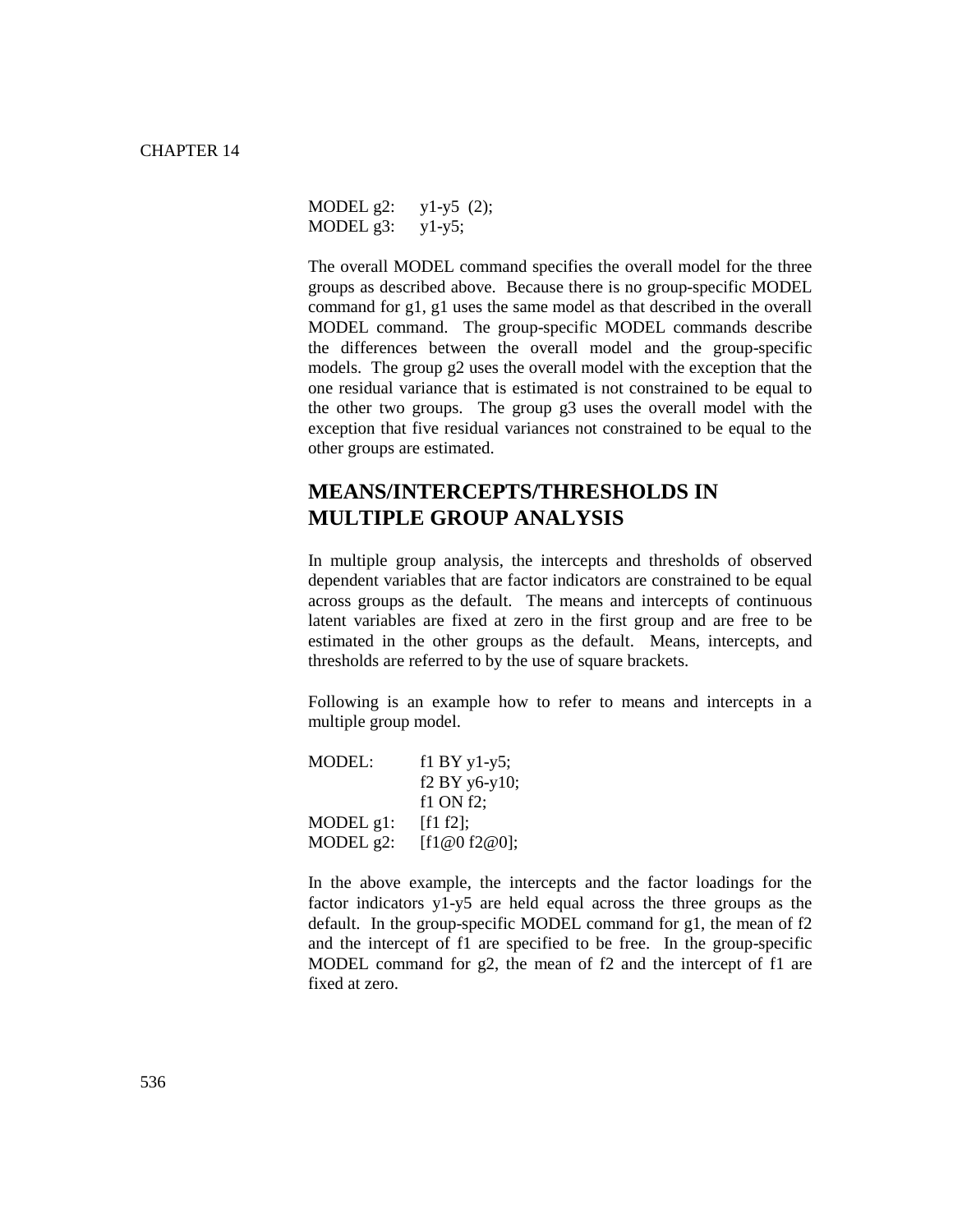```
MODEL g2:    y1-y5 (2);
MODEL g3:    y1-y5;
```

The overall MODEL command specifies the overall model for the three groups as described above. Because there is no group-specific MODEL command for g1, g1 uses the same model as that described in the overall MODEL command. The group-specific MODEL commands describe the differences between the overall model and the group-specific models. The group g2 uses the overall model with the exception that the one residual variance that is estimated is not constrained to be equal to the other two groups. The group g3 uses the overall model with the exception that five residual variances not constrained to be equal to the other groups are estimated.

## MEANS/INTERCEPTS/THRESHOLDS IN MULTIPLE GROUP ANALYSIS

In multiple group analysis, the intercepts and thresholds of observed dependent variables that are factor indicators are constrained to be equal across groups as the default. The means and intercepts of continuous latent variables are fixed at zero in the first group and are free to be estimated in the other groups as the default. Means, intercepts, and thresholds are referred to by the use of square brackets.

Following is an example how to refer to means and intercepts in a multiple group model.

```
MODEL:       f1 BY y1-y5;
             f2 BY y6-y10;
             f1 ON f2;
MODEL g1:    [f1 f2];
MODEL g2:    [f1@0 f2@0];
```

In the above example, the intercepts and the factor loadings for the factor indicators y1-y5 are held equal across the three groups as the default. In the group-specific MODEL command for g1, the mean of f2 and the intercept of f1 are specified to be free. In the group-specific MODEL command for g2, the mean of f2 and the intercept of f1 are fixed at zero.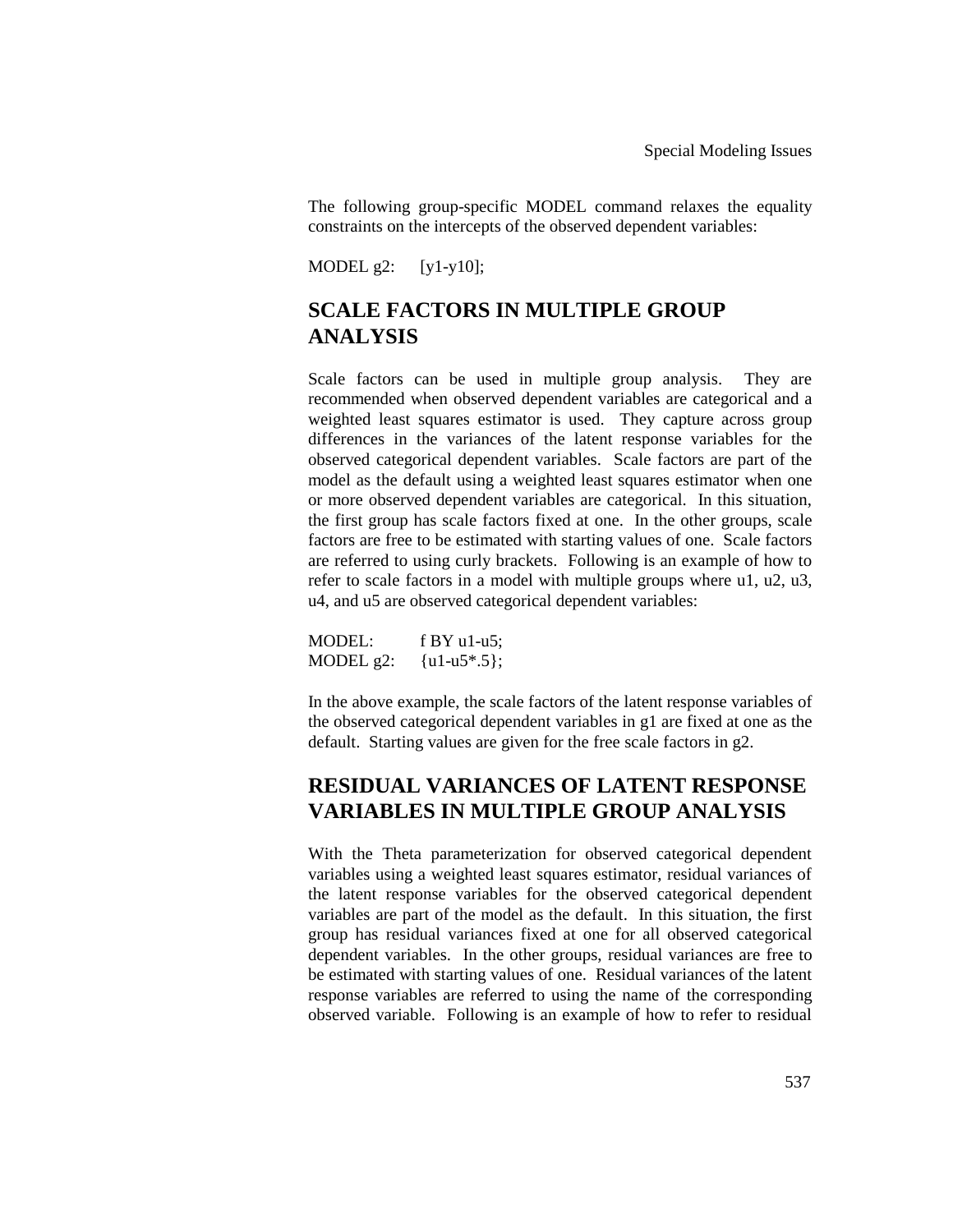The following group-specific MODEL command relaxes the equality constraints on the intercepts of the observed dependent variables:

```
MODEL g2:     [y1-y10];
```

## SCALE FACTORS IN MULTIPLE GROUP ANALYSIS

Scale factors can be used in multiple group analysis. They are recommended when observed dependent variables are categorical and a weighted least squares estimator is used. They capture across group differences in the variances of the latent response variables for the observed categorical dependent variables. Scale factors are part of the model as the default using a weighted least squares estimator when one or more observed dependent variables are categorical. In this situation, the first group has scale factors fixed at one. In the other groups, scale factors are free to be estimated with starting values of one. Scale factors are referred to using curly brackets. Following is an example of how to refer to scale factors in a model with multiple groups where u1, u2, u3, u4, and u5 are observed categorical dependent variables:

```
MODEL:        f BY u1-u5;
MODEL g2:     {u1-u5*.5};
```

In the above example, the scale factors of the latent response variables of the observed categorical dependent variables in g1 are fixed at one as the default. Starting values are given for the free scale factors in g2.

## RESIDUAL VARIANCES OF LATENT RESPONSE VARIABLES IN MULTIPLE GROUP ANALYSIS

With the Theta parameterization for observed categorical dependent variables using a weighted least squares estimator, residual variances of the latent response variables for the observed categorical dependent variables are part of the model as the default. In this situation, the first group has residual variances fixed at one for all observed categorical dependent variables. In the other groups, residual variances are free to be estimated with starting values of one. Residual variances of the latent response variables are referred to using the name of the corresponding observed variable. Following is an example of how to refer to residual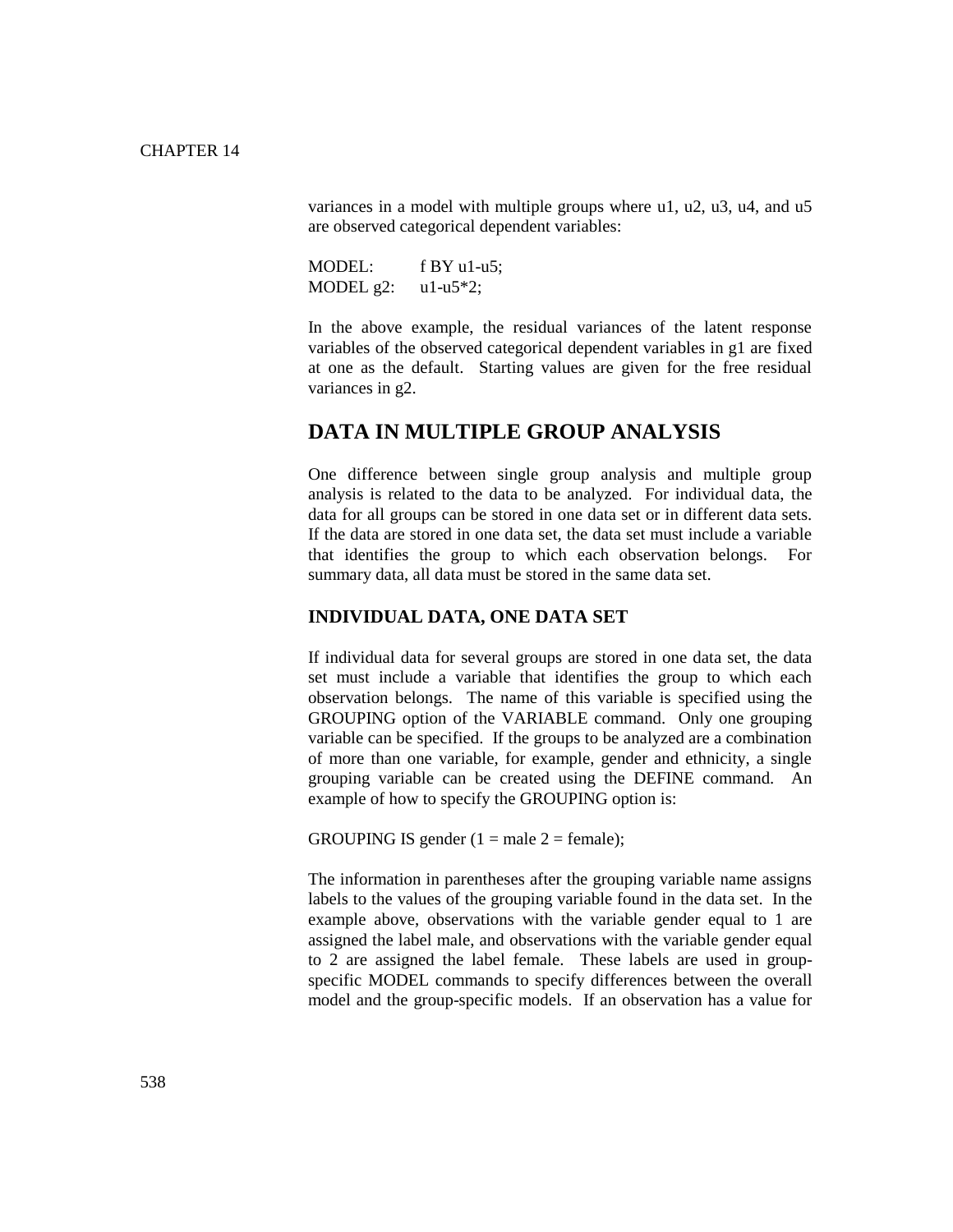variances in a model with multiple groups where u1, u2, u3, u4, and u5 are observed categorical dependent variables:

```
MODEL:      f BY u1-u5;
MODEL g2:   u1-u5*2;
```

In the above example, the residual variances of the latent response variables of the observed categorical dependent variables in g1 are fixed at one as the default. Starting values are given for the free residual variances in g2.

## DATA IN MULTIPLE GROUP ANALYSIS

One difference between single group analysis and multiple group analysis is related to the data to be analyzed. For individual data, the data for all groups can be stored in one data set or in different data sets. If the data are stored in one data set, the data set must include a variable that identifies the group to which each observation belongs. For summary data, all data must be stored in the same data set.

### INDIVIDUAL DATA, ONE DATA SET

If individual data for several groups are stored in one data set, the data set must include a variable that identifies the group to which each observation belongs. The name of this variable is specified using the GROUPING option of the VARIABLE command. Only one grouping variable can be specified. If the groups to be analyzed are a combination of more than one variable, for example, gender and ethnicity, a single grouping variable can be created using the DEFINE command. An example of how to specify the GROUPING option is:

```
GROUPING IS gender (1 = male 2 = female);
```

The information in parentheses after the grouping variable name assigns labels to the values of the grouping variable found in the data set. In the example above, observations with the variable gender equal to 1 are assigned the label male, and observations with the variable gender equal to 2 are assigned the label female. These labels are used in group-specific MODEL commands to specify differences between the overall model and the group-specific models. If an observation has a value for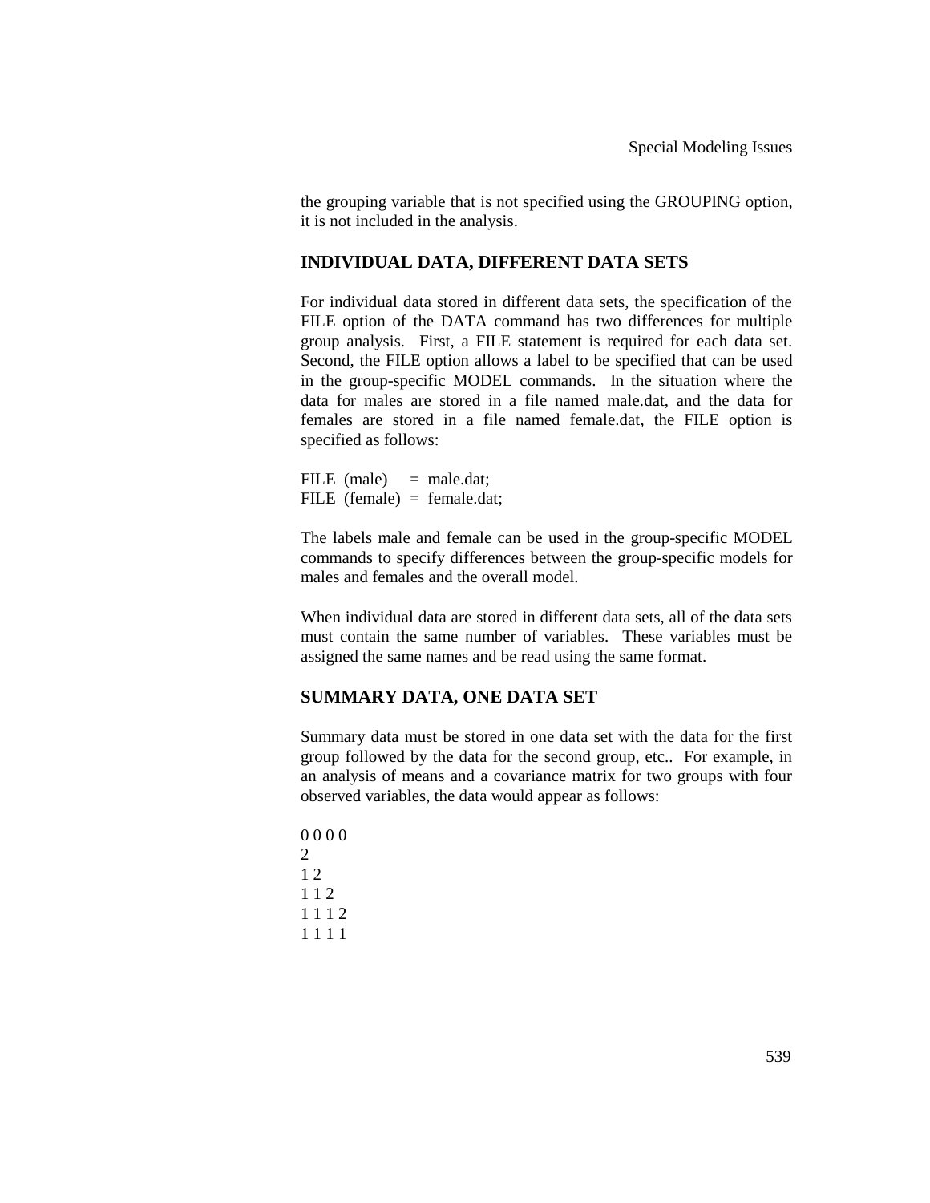the grouping variable that is not specified using the GROUPING option, it is not included in the analysis.

## INDIVIDUAL DATA, DIFFERENT DATA SETS

For individual data stored in different data sets, the specification of the FILE option of the DATA command has two differences for multiple group analysis. First, a FILE statement is required for each data set. Second, the FILE option allows a label to be specified that can be used in the group-specific MODEL commands. In the situation where the data for males are stored in a file named male.dat, and the data for females are stored in a file named female.dat, the FILE option is specified as follows:

```
FILE  (male)    =  male.dat;
FILE  (female)  =  female.dat;
```

The labels male and female can be used in the group-specific MODEL commands to specify differences between the group-specific models for males and females and the overall model.

When individual data are stored in different data sets, all of the data sets must contain the same number of variables. These variables must be assigned the same names and be read using the same format.

## SUMMARY DATA, ONE DATA SET

Summary data must be stored in one data set with the data for the first group followed by the data for the second group, etc.. For example, in an analysis of means and a covariance matrix for two groups with four observed variables, the data would appear as follows:

```
0 0 0 0
2
1 2
1 1 2
1 1 1 2
1 1 1 1
```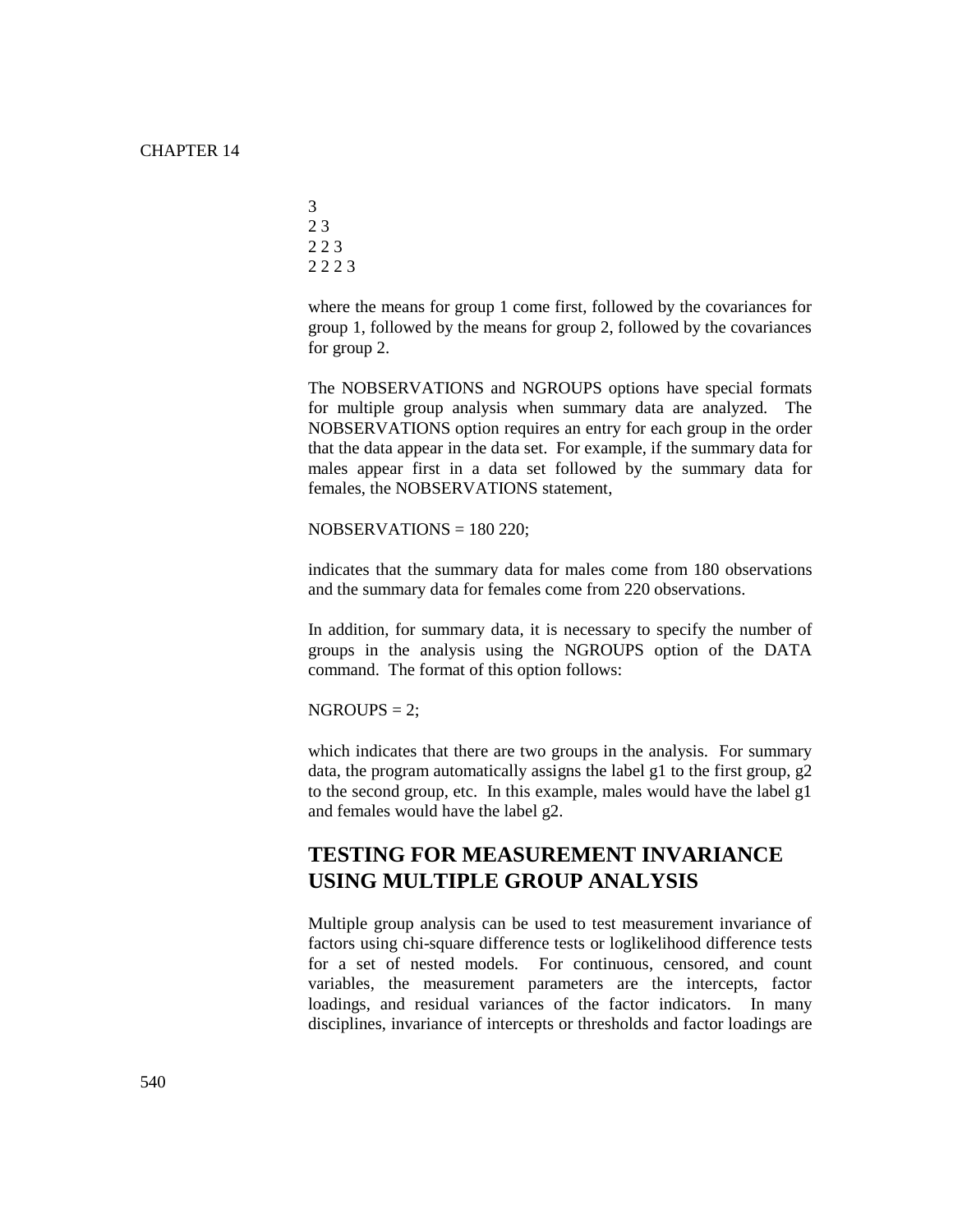```
3
2 3
2 2 3
2 2 2 3
```

where the means for group 1 come first, followed by the covariances for group 1, followed by the means for group 2, followed by the covariances for group 2.

The NOBSERVATIONS and NGROUPS options have special formats for multiple group analysis when summary data are analyzed. The NOBSERVATIONS option requires an entry for each group in the order that the data appear in the data set. For example, if the summary data for males appear first in a data set followed by the summary data for females, the NOBSERVATIONS statement,

```
NOBSERVATIONS = 180 220;
```

indicates that the summary data for males come from 180 observations and the summary data for females come from 220 observations.

In addition, for summary data, it is necessary to specify the number of groups in the analysis using the NGROUPS option of the DATA command. The format of this option follows:

```
NGROUPS = 2;
```

which indicates that there are two groups in the analysis. For summary data, the program automatically assigns the label g1 to the first group, g2 to the second group, etc. In this example, males would have the label g1 and females would have the label g2.

## TESTING FOR MEASUREMENT INVARIANCE USING MULTIPLE GROUP ANALYSIS

Multiple group analysis can be used to test measurement invariance of factors using chi-square difference tests or loglikelihood difference tests for a set of nested models. For continuous, censored, and count variables, the measurement parameters are the intercepts, factor loadings, and residual variances of the factor indicators. In many disciplines, invariance of intercepts or thresholds and factor loadings are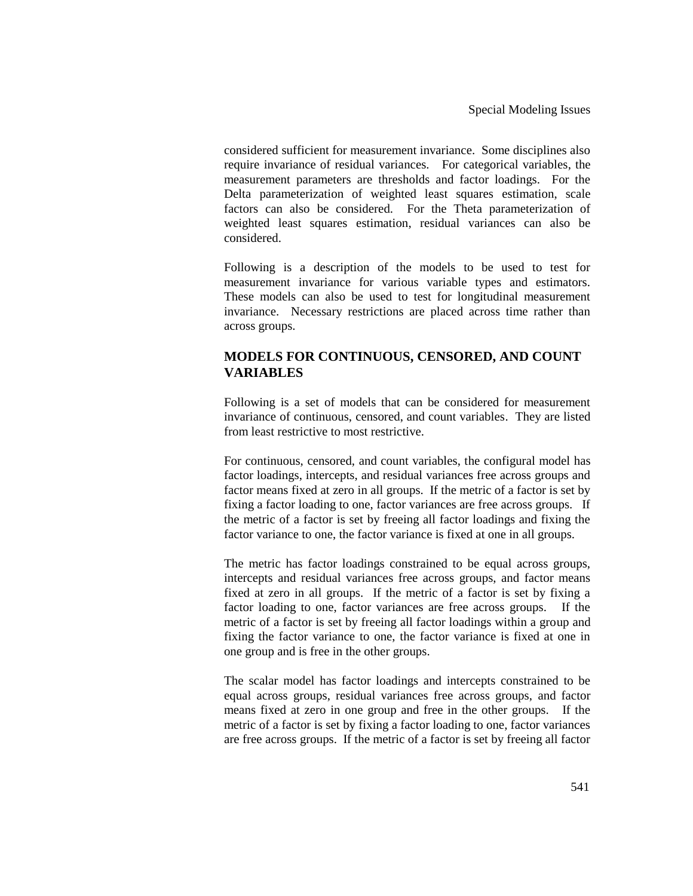considered sufficient for measurement invariance. Some disciplines also require invariance of residual variances. For categorical variables, the measurement parameters are thresholds and factor loadings. For the Delta parameterization of weighted least squares estimation, scale factors can also be considered. For the Theta parameterization of weighted least squares estimation, residual variances can also be considered.

Following is a description of the models to be used to test for measurement invariance for various variable types and estimators. These models can also be used to test for longitudinal measurement invariance. Necessary restrictions are placed across time rather than across groups.

## MODELS FOR CONTINUOUS, CENSORED, AND COUNT VARIABLES

Following is a set of models that can be considered for measurement invariance of continuous, censored, and count variables. They are listed from least restrictive to most restrictive.

For continuous, censored, and count variables, the configural model has factor loadings, intercepts, and residual variances free across groups and factor means fixed at zero in all groups. If the metric of a factor is set by fixing a factor loading to one, factor variances are free across groups. If the metric of a factor is set by freeing all factor loadings and fixing the factor variance to one, the factor variance is fixed at one in all groups.

The metric has factor loadings constrained to be equal across groups, intercepts and residual variances free across groups, and factor means fixed at zero in all groups. If the metric of a factor is set by fixing a factor loading to one, factor variances are free across groups. If the metric of a factor is set by freeing all factor loadings within a group and fixing the factor variance to one, the factor variance is fixed at one in one group and is free in the other groups.

The scalar model has factor loadings and intercepts constrained to be equal across groups, residual variances free across groups, and factor means fixed at zero in one group and free in the other groups. If the metric of a factor is set by fixing a factor loading to one, factor variances are free across groups. If the metric of a factor is set by freeing all factor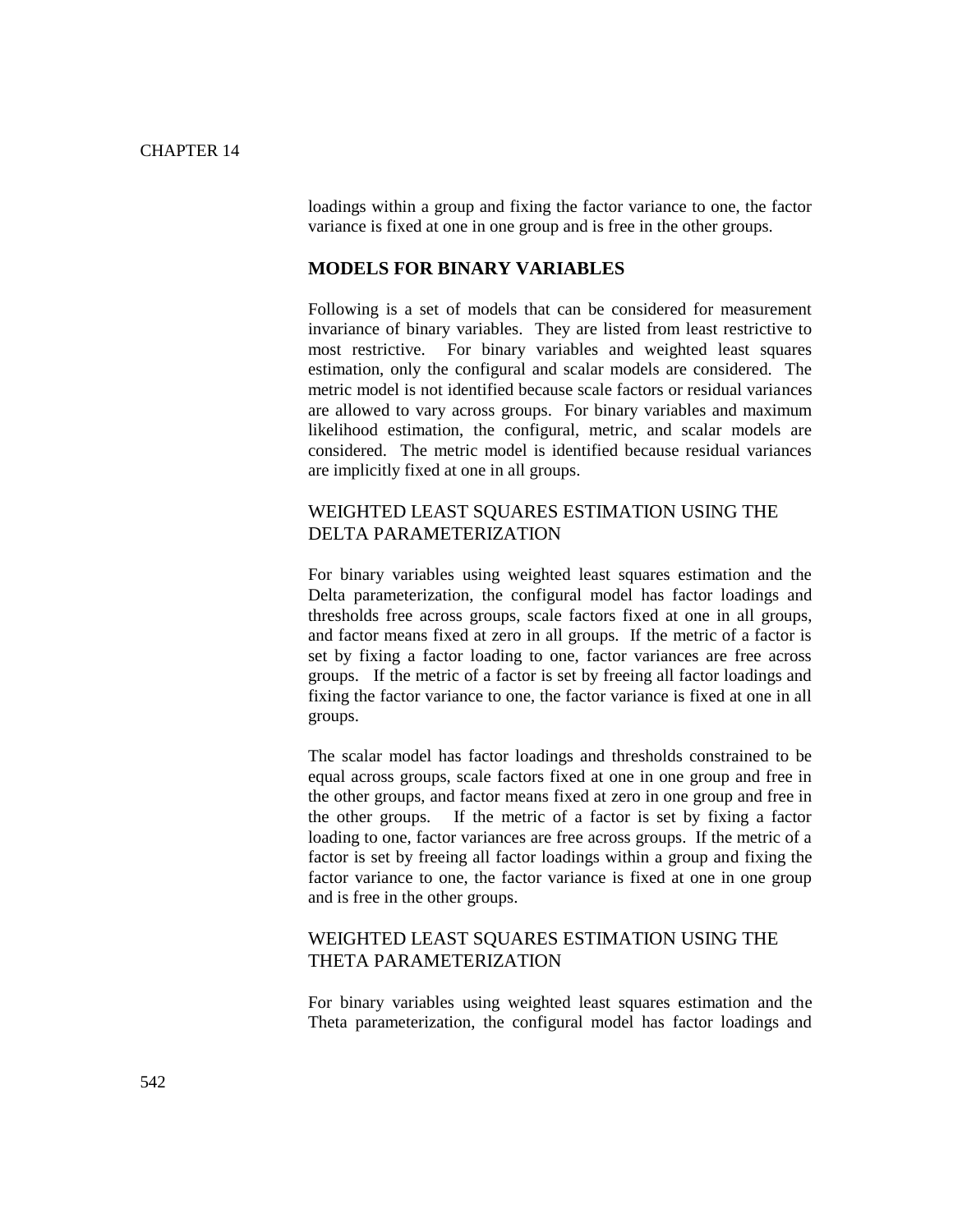loadings within a group and fixing the factor variance to one, the factor variance is fixed at one in one group and is free in the other groups.

## MODELS FOR BINARY VARIABLES

Following is a set of models that can be considered for measurement invariance of binary variables. They are listed from least restrictive to most restrictive. For binary variables and weighted least squares estimation, only the configural and scalar models are considered. The metric model is not identified because scale factors or residual variances are allowed to vary across groups. For binary variables and maximum likelihood estimation, the configural, metric, and scalar models are considered. The metric model is identified because residual variances are implicitly fixed at one in all groups.

### WEIGHTED LEAST SQUARES ESTIMATION USING THE DELTA PARAMETERIZATION

For binary variables using weighted least squares estimation and the Delta parameterization, the configural model has factor loadings and thresholds free across groups, scale factors fixed at one in all groups, and factor means fixed at zero in all groups. If the metric of a factor is set by fixing a factor loading to one, factor variances are free across groups. If the metric of a factor is set by freeing all factor loadings and fixing the factor variance to one, the factor variance is fixed at one in all groups.

The scalar model has factor loadings and thresholds constrained to be equal across groups, scale factors fixed at one in one group and free in the other groups, and factor means fixed at zero in one group and free in the other groups. If the metric of a factor is set by fixing a factor loading to one, factor variances are free across groups. If the metric of a factor is set by freeing all factor loadings within a group and fixing the factor variance to one, the factor variance is fixed at one in one group and is free in the other groups.

### WEIGHTED LEAST SQUARES ESTIMATION USING THE THETA PARAMETERIZATION

For binary variables using weighted least squares estimation and the Theta parameterization, the configural model has factor loadings and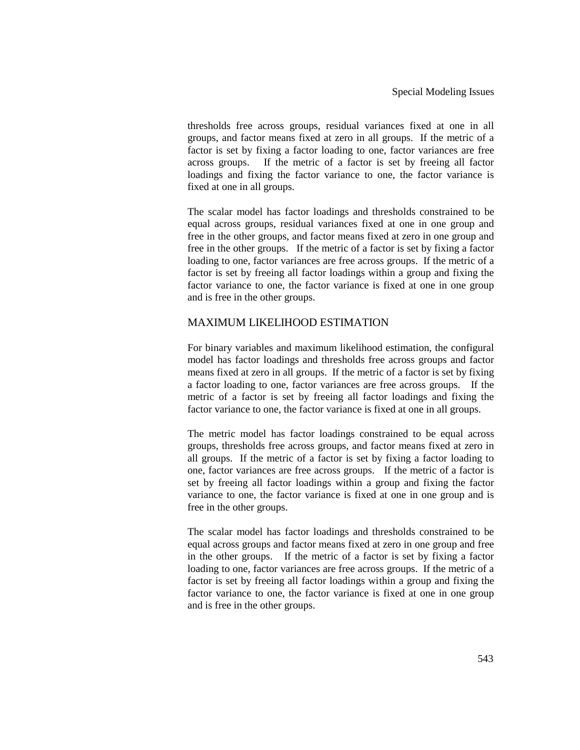thresholds free across groups, residual variances fixed at one in all groups, and factor means fixed at zero in all groups. If the metric of a factor is set by fixing a factor loading to one, factor variances are free across groups. If the metric of a factor is set by freeing all factor loadings and fixing the factor variance to one, the factor variance is fixed at one in all groups.

The scalar model has factor loadings and thresholds constrained to be equal across groups, residual variances fixed at one in one group and free in the other groups, and factor means fixed at zero in one group and free in the other groups. If the metric of a factor is set by fixing a factor loading to one, factor variances are free across groups. If the metric of a factor is set by freeing all factor loadings within a group and fixing the factor variance to one, the factor variance is fixed at one in one group and is free in the other groups.

## MAXIMUM LIKELIHOOD ESTIMATION

For binary variables and maximum likelihood estimation, the configural model has factor loadings and thresholds free across groups and factor means fixed at zero in all groups. If the metric of a factor is set by fixing a factor loading to one, factor variances are free across groups. If the metric of a factor is set by freeing all factor loadings and fixing the factor variance to one, the factor variance is fixed at one in all groups.

The metric model has factor loadings constrained to be equal across groups, thresholds free across groups, and factor means fixed at zero in all groups. If the metric of a factor is set by fixing a factor loading to one, factor variances are free across groups. If the metric of a factor is set by freeing all factor loadings within a group and fixing the factor variance to one, the factor variance is fixed at one in one group and is free in the other groups.

The scalar model has factor loadings and thresholds constrained to be equal across groups and factor means fixed at zero in one group and free in the other groups. If the metric of a factor is set by fixing a factor loading to one, factor variances are free across groups. If the metric of a factor is set by freeing all factor loadings within a group and fixing the factor variance to one, the factor variance is fixed at one in one group and is free in the other groups.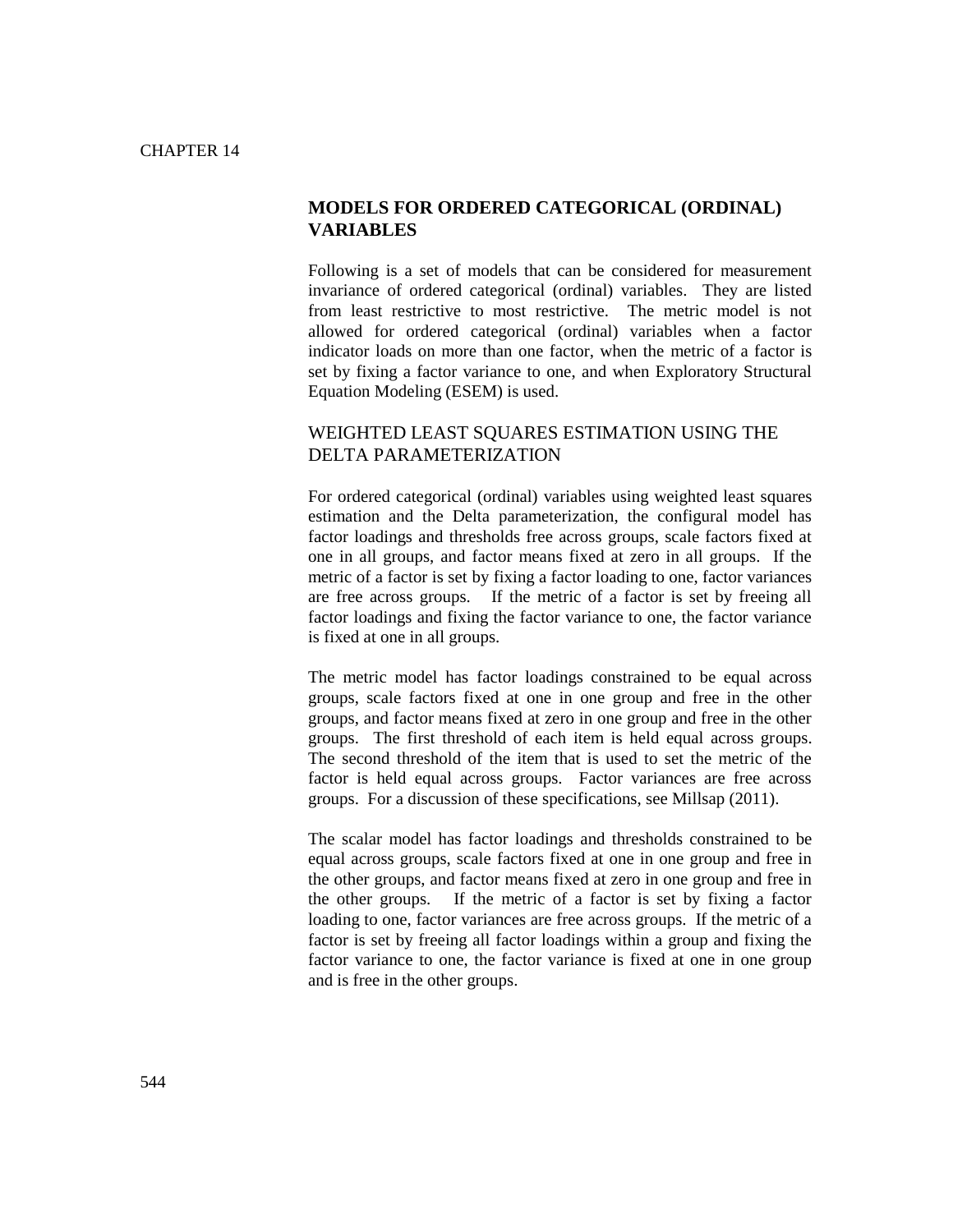CHAPTER 14

## MODELS FOR ORDERED CATEGORICAL (ORDINAL) VARIABLES

Following is a set of models that can be considered for measurement invariance of ordered categorical (ordinal) variables. They are listed from least restrictive to most restrictive. The metric model is not allowed for ordered categorical (ordinal) variables when a factor indicator loads on more than one factor, when the metric of a factor is set by fixing a factor variance to one, and when Exploratory Structural Equation Modeling (ESEM) is used.

### WEIGHTED LEAST SQUARES ESTIMATION USING THE DELTA PARAMETERIZATION

For ordered categorical (ordinal) variables using weighted least squares estimation and the Delta parameterization, the configural model has factor loadings and thresholds free across groups, scale factors fixed at one in all groups, and factor means fixed at zero in all groups. If the metric of a factor is set by fixing a factor loading to one, factor variances are free across groups. If the metric of a factor is set by freeing all factor loadings and fixing the factor variance to one, the factor variance is fixed at one in all groups.

The metric model has factor loadings constrained to be equal across groups, scale factors fixed at one in one group and free in the other groups, and factor means fixed at zero in one group and free in the other groups. The first threshold of each item is held equal across groups. The second threshold of the item that is used to set the metric of the factor is held equal across groups. Factor variances are free across groups. For a discussion of these specifications, see Millsap (2011).

The scalar model has factor loadings and thresholds constrained to be equal across groups, scale factors fixed at one in one group and free in the other groups, and factor means fixed at zero in one group and free in the other groups. If the metric of a factor is set by fixing a factor loading to one, factor variances are free across groups. If the metric of a factor is set by freeing all factor loadings within a group and fixing the factor variance to one, the factor variance is fixed at one in one group and is free in the other groups.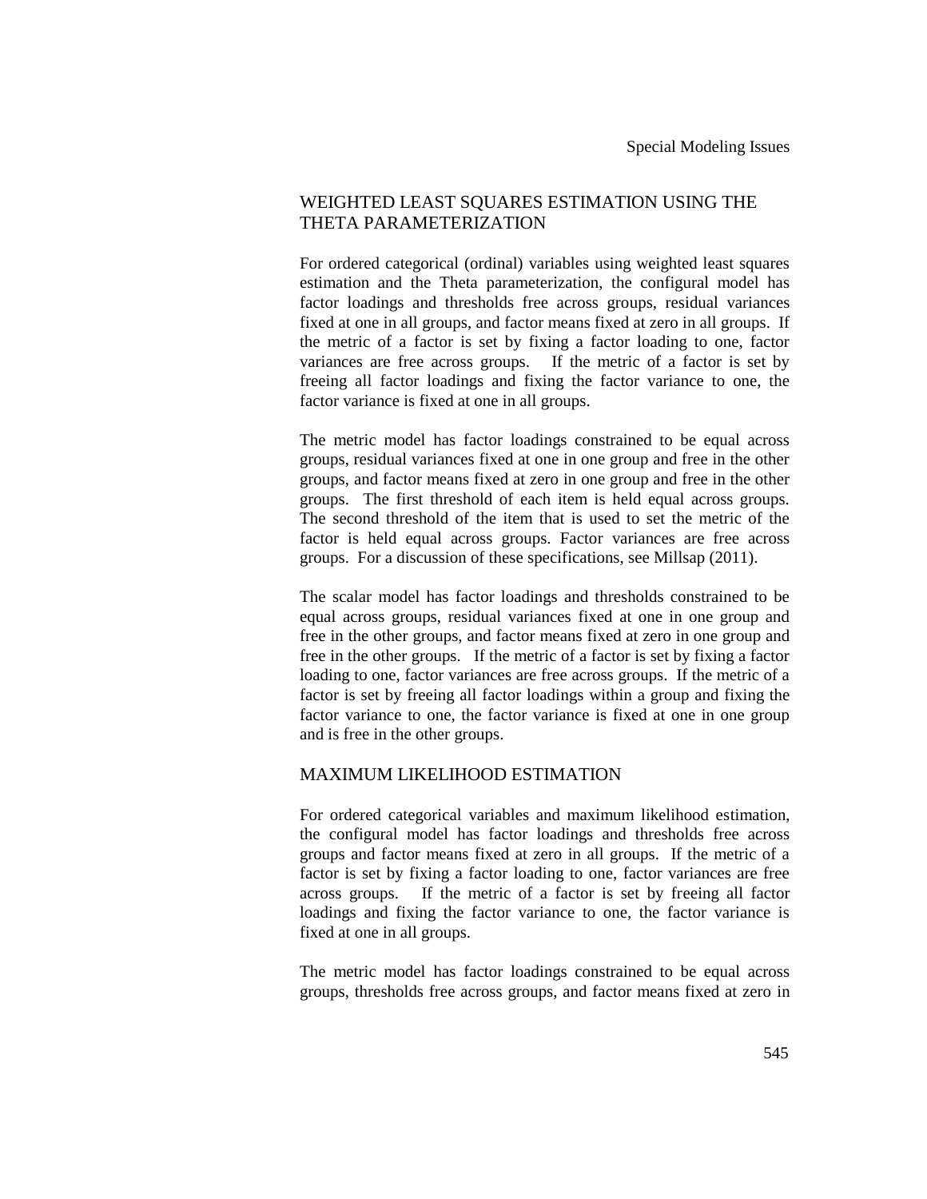## WEIGHTED LEAST SQUARES ESTIMATION USING THE THETA PARAMETERIZATION

For ordered categorical (ordinal) variables using weighted least squares estimation and the Theta parameterization, the configural model has factor loadings and thresholds free across groups, residual variances fixed at one in all groups, and factor means fixed at zero in all groups. If the metric of a factor is set by fixing a factor loading to one, factor variances are free across groups. If the metric of a factor is set by freeing all factor loadings and fixing the factor variance to one, the factor variance is fixed at one in all groups.

The metric model has factor loadings constrained to be equal across groups, residual variances fixed at one in one group and free in the other groups, and factor means fixed at zero in one group and free in the other groups. The first threshold of each item is held equal across groups. The second threshold of the item that is used to set the metric of the factor is held equal across groups. Factor variances are free across groups. For a discussion of these specifications, see Millsap (2011).

The scalar model has factor loadings and thresholds constrained to be equal across groups, residual variances fixed at one in one group and free in the other groups, and factor means fixed at zero in one group and free in the other groups. If the metric of a factor is set by fixing a factor loading to one, factor variances are free across groups. If the metric of a factor is set by freeing all factor loadings within a group and fixing the factor variance to one, the factor variance is fixed at one in one group and is free in the other groups.

## MAXIMUM LIKELIHOOD ESTIMATION

For ordered categorical variables and maximum likelihood estimation, the configural model has factor loadings and thresholds free across groups and factor means fixed at zero in all groups. If the metric of a factor is set by fixing a factor loading to one, factor variances are free across groups. If the metric of a factor is set by freeing all factor loadings and fixing the factor variance to one, the factor variance is fixed at one in all groups.

The metric model has factor loadings constrained to be equal across groups, thresholds free across groups, and factor means fixed at zero in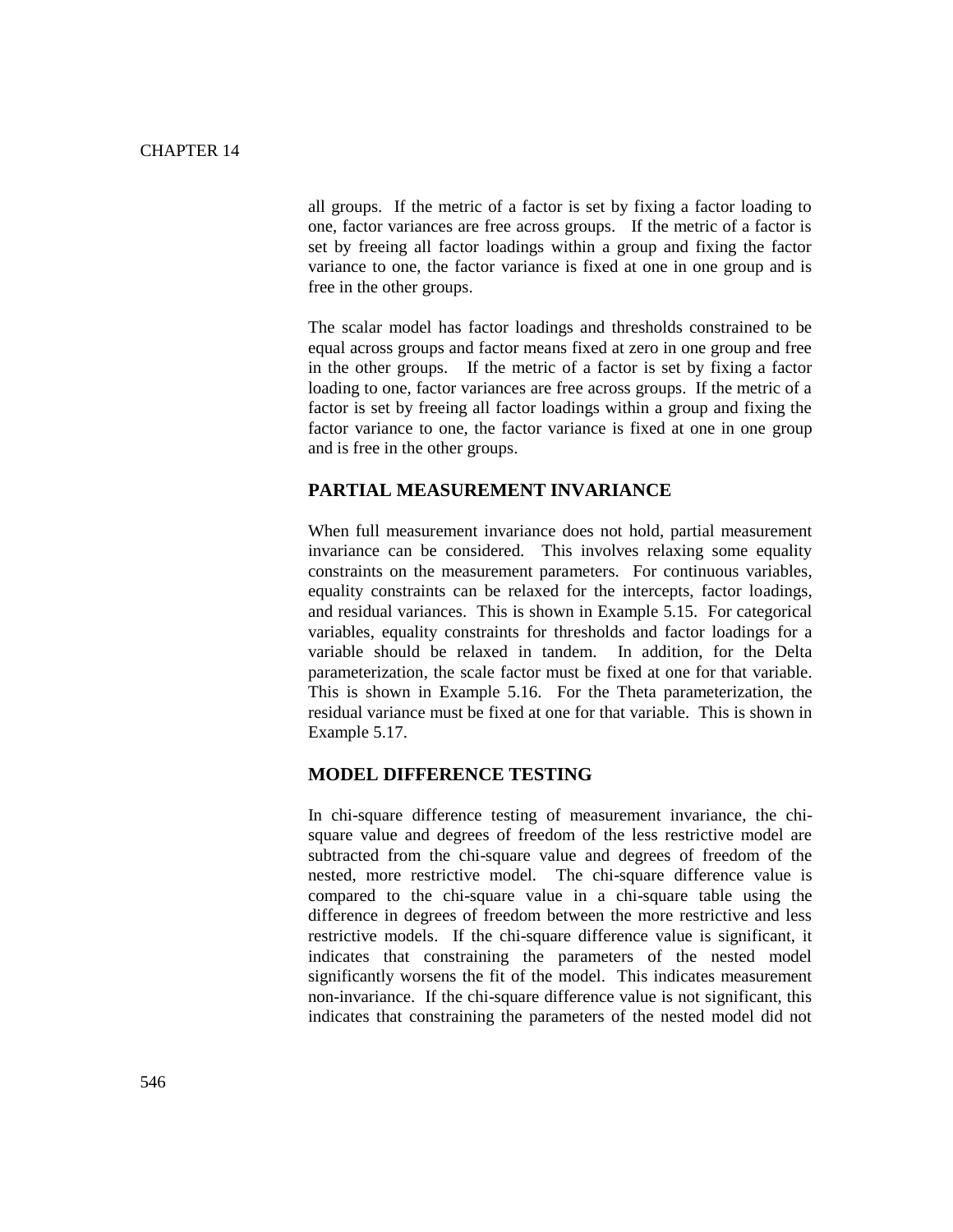all groups. If the metric of a factor is set by fixing a factor loading to one, factor variances are free across groups. If the metric of a factor is set by freeing all factor loadings within a group and fixing the factor variance to one, the factor variance is fixed at one in one group and is free in the other groups.

The scalar model has factor loadings and thresholds constrained to be equal across groups and factor means fixed at zero in one group and free in the other groups. If the metric of a factor is set by fixing a factor loading to one, factor variances are free across groups. If the metric of a factor is set by freeing all factor loadings within a group and fixing the factor variance to one, the factor variance is fixed at one in one group and is free in the other groups.

## PARTIAL MEASUREMENT INVARIANCE

When full measurement invariance does not hold, partial measurement invariance can be considered. This involves relaxing some equality constraints on the measurement parameters. For continuous variables, equality constraints can be relaxed for the intercepts, factor loadings, and residual variances. This is shown in Example 5.15. For categorical variables, equality constraints for thresholds and factor loadings for a variable should be relaxed in tandem. In addition, for the Delta parameterization, the scale factor must be fixed at one for that variable. This is shown in Example 5.16. For the Theta parameterization, the residual variance must be fixed at one for that variable. This is shown in Example 5.17.

## MODEL DIFFERENCE TESTING

In chi-square difference testing of measurement invariance, the chi-square value and degrees of freedom of the less restrictive model are subtracted from the chi-square value and degrees of freedom of the nested, more restrictive model. The chi-square difference value is compared to the chi-square value in a chi-square table using the difference in degrees of freedom between the more restrictive and less restrictive models. If the chi-square difference value is significant, it indicates that constraining the parameters of the nested model significantly worsens the fit of the model. This indicates measurement non-invariance. If the chi-square difference value is not significant, this indicates that constraining the parameters of the nested model did not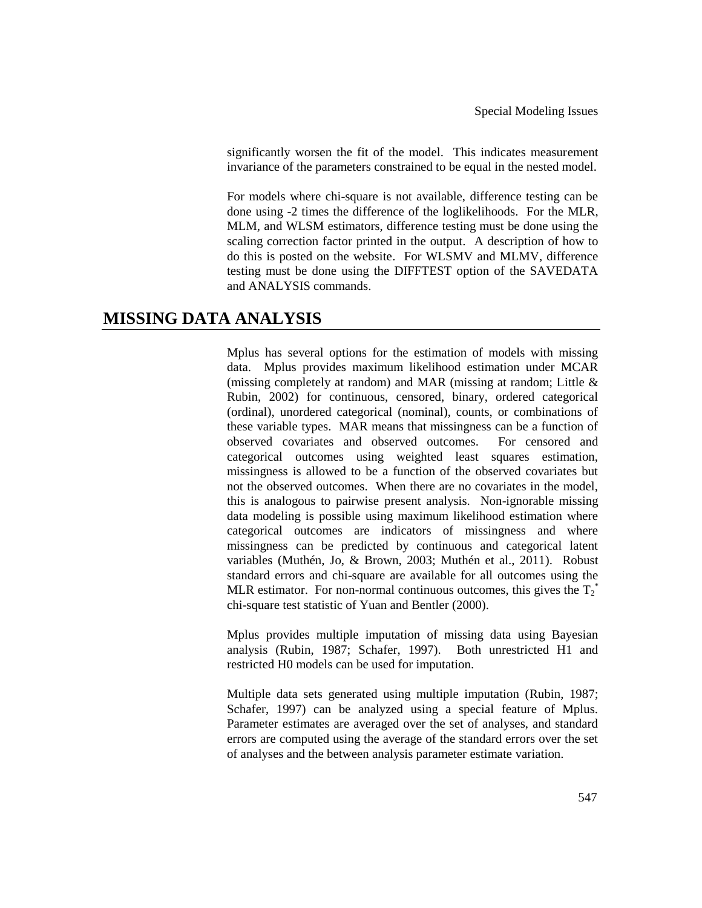significantly worsen the fit of the model. This indicates measurement invariance of the parameters constrained to be equal in the nested model.

For models where chi-square is not available, difference testing can be done using -2 times the difference of the loglikelihoods. For the MLR, MLM, and WLSM estimators, difference testing must be done using the scaling correction factor printed in the output. A description of how to do this is posted on the website. For WLSMV and MLMV, difference testing must be done using the DIFFTEST option of the SAVEDATA and ANALYSIS commands.

## MISSING DATA ANALYSIS

Mplus has several options for the estimation of models with missing data. Mplus provides maximum likelihood estimation under MCAR (missing completely at random) and MAR (missing at random; Little & Rubin, 2002) for continuous, censored, binary, ordered categorical (ordinal), unordered categorical (nominal), counts, or combinations of these variable types. MAR means that missingness can be a function of observed covariates and observed outcomes. For censored and categorical outcomes using weighted least squares estimation, missingness is allowed to be a function of the observed covariates but not the observed outcomes. When there are no covariates in the model, this is analogous to pairwise present analysis. Non-ignorable missing data modeling is possible using maximum likelihood estimation where categorical outcomes are indicators of missingness and where missingness can be predicted by continuous and categorical latent variables (Muthén, Jo, & Brown, 2003; Muthén et al., 2011). Robust standard errors and chi-square are available for all outcomes using the MLR estimator. For non-normal continuous outcomes, this gives the $T_2^*$ chi-square test statistic of Yuan and Bentler (2000).

Mplus provides multiple imputation of missing data using Bayesian analysis (Rubin, 1987; Schafer, 1997). Both unrestricted H1 and restricted H0 models can be used for imputation.

Multiple data sets generated using multiple imputation (Rubin, 1987; Schafer, 1997) can be analyzed using a special feature of Mplus. Parameter estimates are averaged over the set of analyses, and standard errors are computed using the average of the standard errors over the set of analyses and the between analysis parameter estimate variation.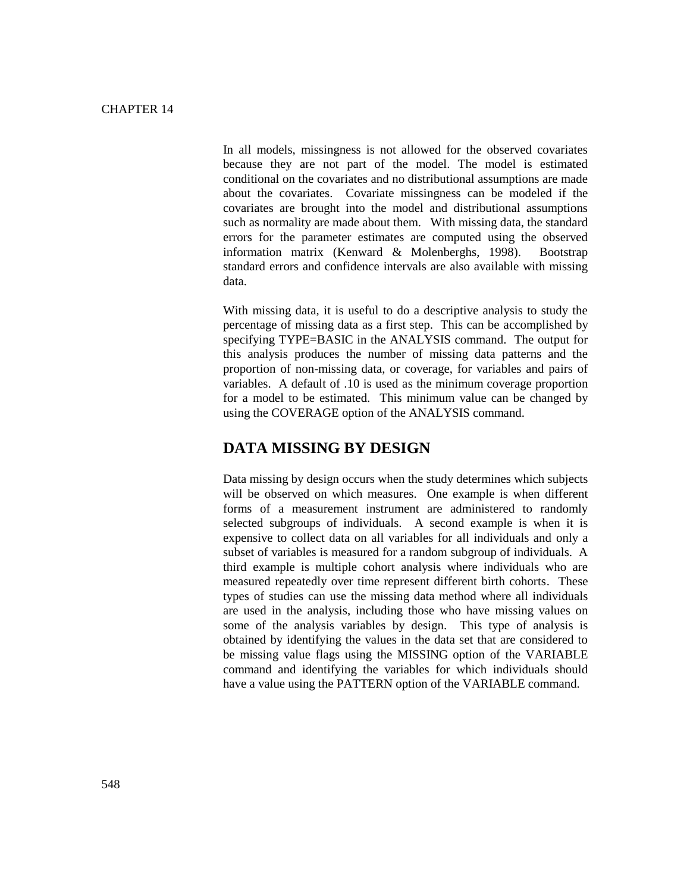In all models, missingness is not allowed for the observed covariates because they are not part of the model. The model is estimated conditional on the covariates and no distributional assumptions are made about the covariates. Covariate missingness can be modeled if the covariates are brought into the model and distributional assumptions such as normality are made about them. With missing data, the standard errors for the parameter estimates are computed using the observed information matrix (Kenward & Molenberghs, 1998). Bootstrap standard errors and confidence intervals are also available with missing data.

With missing data, it is useful to do a descriptive analysis to study the percentage of missing data as a first step. This can be accomplished by specifying TYPE=BASIC in the ANALYSIS command. The output for this analysis produces the number of missing data patterns and the proportion of non-missing data, or coverage, for variables and pairs of variables. A default of .10 is used as the minimum coverage proportion for a model to be estimated. This minimum value can be changed by using the COVERAGE option of the ANALYSIS command.

## DATA MISSING BY DESIGN

Data missing by design occurs when the study determines which subjects will be observed on which measures. One example is when different forms of a measurement instrument are administered to randomly selected subgroups of individuals. A second example is when it is expensive to collect data on all variables for all individuals and only a subset of variables is measured for a random subgroup of individuals. A third example is multiple cohort analysis where individuals who are measured repeatedly over time represent different birth cohorts. These types of studies can use the missing data method where all individuals are used in the analysis, including those who have missing values on some of the analysis variables by design. This type of analysis is obtained by identifying the values in the data set that are considered to be missing value flags using the MISSING option of the VARIABLE command and identifying the variables for which individuals should have a value using the PATTERN option of the VARIABLE command.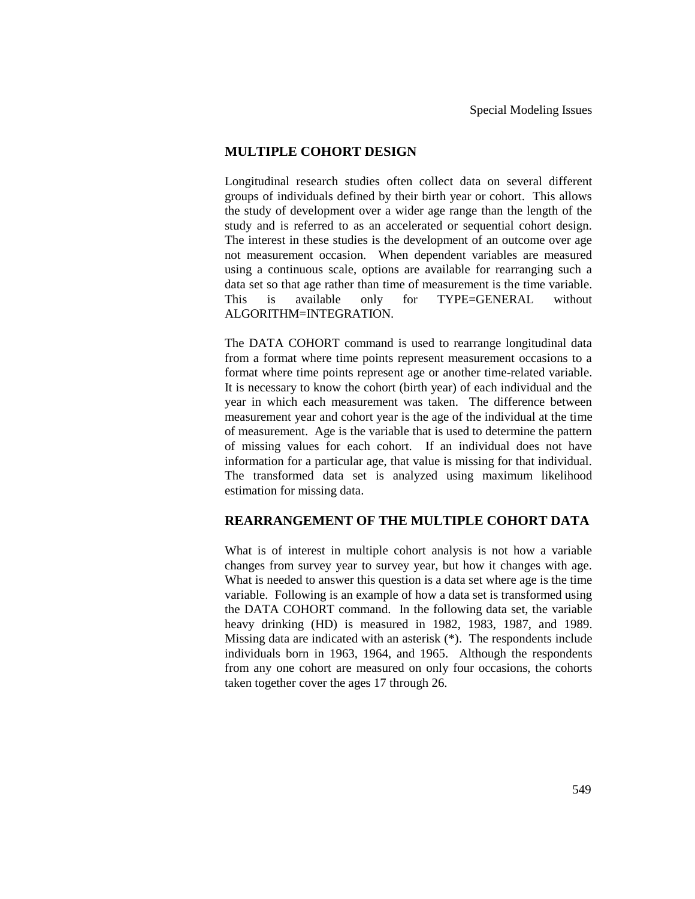## MULTIPLE COHORT DESIGN

Longitudinal research studies often collect data on several different groups of individuals defined by their birth year or cohort. This allows the study of development over a wider age range than the length of the study and is referred to as an accelerated or sequential cohort design. The interest in these studies is the development of an outcome over age not measurement occasion. When dependent variables are measured using a continuous scale, options are available for rearranging such a data set so that age rather than time of measurement is the time variable. This is available only for TYPE=GENERAL without ALGORITHM=INTEGRATION.

The DATA COHORT command is used to rearrange longitudinal data from a format where time points represent measurement occasions to a format where time points represent age or another time-related variable. It is necessary to know the cohort (birth year) of each individual and the year in which each measurement was taken. The difference between measurement year and cohort year is the age of the individual at the time of measurement. Age is the variable that is used to determine the pattern of missing values for each cohort. If an individual does not have information for a particular age, that value is missing for that individual. The transformed data set is analyzed using maximum likelihood estimation for missing data.

## REARRANGEMENT OF THE MULTIPLE COHORT DATA

What is of interest in multiple cohort analysis is not how a variable changes from survey year to survey year, but how it changes with age. What is needed to answer this question is a data set where age is the time variable. Following is an example of how a data set is transformed using the DATA COHORT command. In the following data set, the variable heavy drinking (HD) is measured in 1982, 1983, 1987, and 1989. Missing data are indicated with an asterisk (*). The respondents include individuals born in 1963, 1964, and 1965. Although the respondents from any one cohort are measured on only four occasions, the cohorts taken together cover the ages 17 through 26.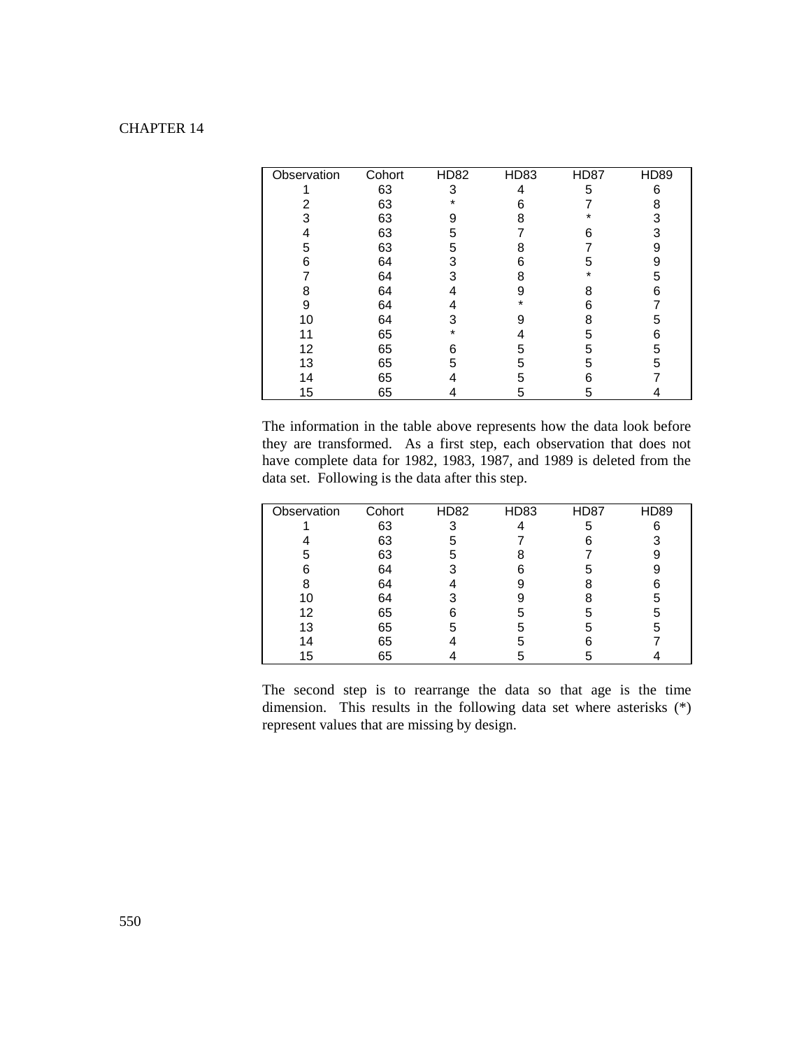| Observation | Cohort | HD82 | HD83 | HD87 | HD89 |
|---|---|---|---|---|---|
| 1 | 63 | 3 | 4 | 5 | 6 |
| 2 | 63 | * | 6 | 7 | 8 |
| 3 | 63 | 9 | 8 | * | 3 |
| 4 | 63 | 5 | 7 | 6 | 3 |
| 5 | 63 | 5 | 8 | 7 | 9 |
| 6 | 64 | 3 | 6 | 5 | 9 |
| 7 | 64 | 3 | 8 | * | 5 |
| 8 | 64 | 4 | 9 | 8 | 6 |
| 9 | 64 | 4 | * | 6 | 7 |
| 10 | 64 | 3 | 9 | 8 | 5 |
| 11 | 65 | * | 4 | 5 | 6 |
| 12 | 65 | 6 | 5 | 5 | 5 |
| 13 | 65 | 5 | 5 | 5 | 5 |
| 14 | 65 | 4 | 5 | 6 | 7 |
| 15 | 65 | 4 | 5 | 5 | 4 |

The information in the table above represents how the data look before they are transformed. As a first step, each observation that does not have complete data for 1982, 1983, 1987, and 1989 is deleted from the data set. Following is the data after this step.

| Observation | Cohort | HD82 | HD83 | HD87 | HD89 |
|---|---|---|---|---|---|
| 1 | 63 | 3 | 4 | 5 | 6 |
| 4 | 63 | 5 | 7 | 6 | 3 |
| 5 | 63 | 5 | 8 | 7 | 9 |
| 6 | 64 | 3 | 6 | 5 | 9 |
| 8 | 64 | 4 | 9 | 8 | 6 |
| 10 | 64 | 3 | 9 | 8 | 5 |
| 12 | 65 | 6 | 5 | 5 | 5 |
| 13 | 65 | 5 | 5 | 5 | 5 |
| 14 | 65 | 4 | 5 | 6 | 7 |
| 15 | 65 | 4 | 5 | 5 | 4 |

The second step is to rearrange the data so that age is the time dimension. This results in the following data set where asterisks (*) represent values that are missing by design.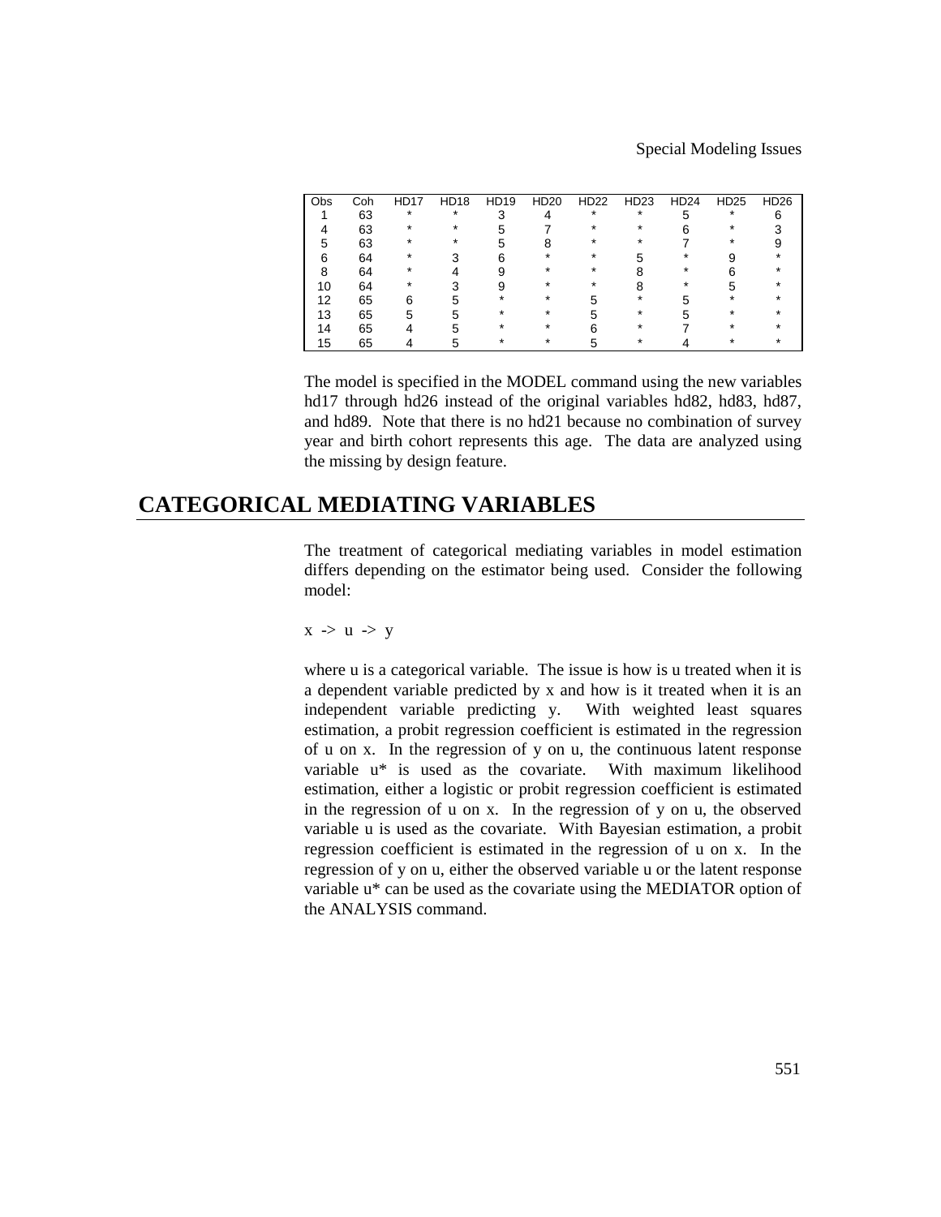| Obs | Coh | HD17 | HD18 | HD19 | HD20 | HD22 | HD23 | HD24 | HD25 | HD26 |
|---|---|---|---|---|---|---|---|---|---|---|
| 1 | 63 | * | * | 3 | 4 | * | * | 5 | * | 6 |
| 4 | 63 | * | * | 5 | 7 | * | * | 6 | * | 3 |
| 5 | 63 | * | * | 5 | 8 | * | * | 7 | * | 9 |
| 6 | 64 | * | 3 | 6 | * | * | 5 | * | 9 | * |
| 8 | 64 | * | 4 | 9 | * | * | 8 | * | 6 | * |
| 10 | 64 | * | 3 | 9 | * | * | 8 | * | 5 | * |
| 12 | 65 | 6 | 5 | * | * | 5 | * | 5 | * | * |
| 13 | 65 | 5 | 5 | * | * | 5 | * | 5 | * | * |
| 14 | 65 | 4 | 5 | * | * | 6 | * | 7 | * | * |
| 15 | 65 | 4 | 5 | * | * | 5 | * | 4 | * | * |

The model is specified in the MODEL command using the new variables hd17 through hd26 instead of the original variables hd82, hd83, hd87, and hd89. Note that there is no hd21 because no combination of survey year and birth cohort represents this age. The data are analyzed using the missing by design feature.

# CATEGORICAL MEDIATING VARIABLES

The treatment of categorical mediating variables in model estimation differs depending on the estimator being used. Consider the following model:

```
x -> u -> y
```

where u is a categorical variable. The issue is how is u treated when it is a dependent variable predicted by x and how is it treated when it is an independent variable predicting y. With weighted least squares estimation, a probit regression coefficient is estimated in the regression of u on x. In the regression of y on u, the continuous latent response variable u* is used as the covariate. With maximum likelihood estimation, either a logistic or probit regression coefficient is estimated in the regression of u on x. In the regression of y on u, the observed variable u is used as the covariate. With Bayesian estimation, a probit regression coefficient is estimated in the regression of u on x. In the regression of y on u, either the observed variable u or the latent response variable u* can be used as the covariate using the MEDIATOR option of the ANALYSIS command.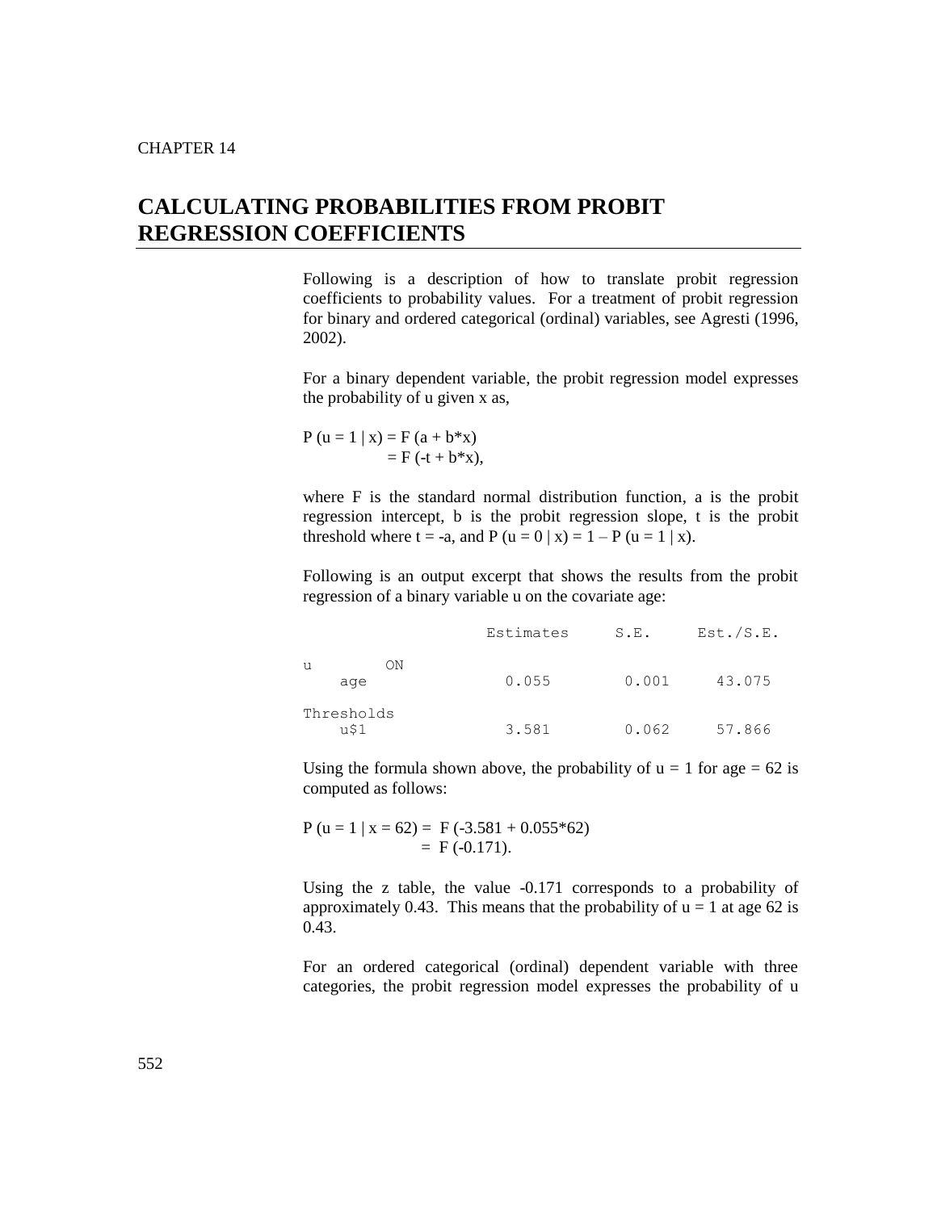CHAPTER 14

# CALCULATING PROBABILITIES FROM PROBIT REGRESSION COEFFICIENTS

Following is a description of how to translate probit regression coefficients to probability values. For a treatment of probit regression for binary and ordered categorical (ordinal) variables, see Agresti (1996, 2002).

For a binary dependent variable, the probit regression model expresses the probability of u given x as,

$$
\begin{aligned}
P(u = 1 \mid x) &= F(a + b*x) \\
&= F(-t + b*x),
\end{aligned}
$$

where F is the standard normal distribution function, a is the probit regression intercept, b is the probit regression slope, t is the probit threshold where t = -a, and P (u = 0 | x) = 1 – P (u = 1 | x).

Following is an output excerpt that shows the results from the probit regression of a binary variable u on the covariate age:

```
                    Estimates     S.E.     Est./S.E.

u        ON
    age               0.055       0.001     43.075

Thresholds
    u$1               3.581       0.062     57.866
```

Using the formula shown above, the probability of u = 1 for age = 62 is computed as follows:

$$
\begin{aligned}
P(u = 1 \mid x = 62) &= F(-3.581 + 0.055*62) \\
&= F(-0.171).
\end{aligned}
$$

Using the z table, the value -0.171 corresponds to a probability of approximately 0.43. This means that the probability of u = 1 at age 62 is 0.43.

For an ordered categorical (ordinal) dependent variable with three categories, the probit regression model expresses the probability of u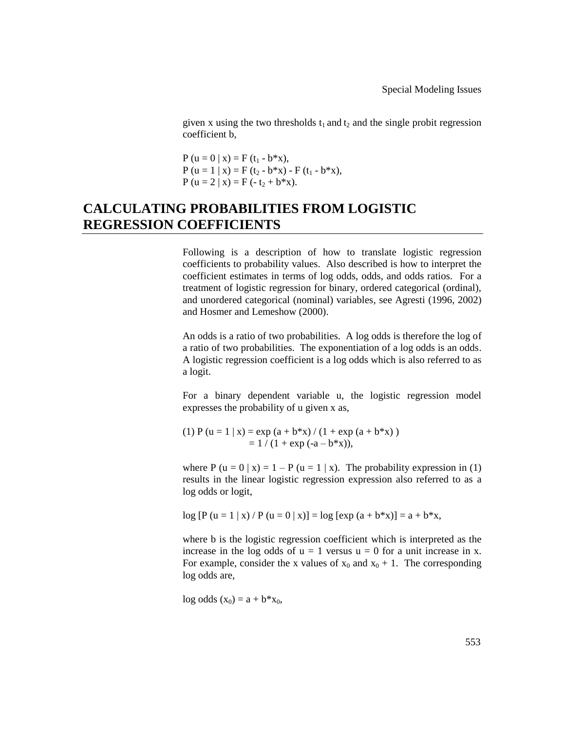given x using the two thresholds $t_1$ and $t_2$ and the single probit regression coefficient b,

$$P(u = 0 \mid x) = F(t_1 - b*x),$$
$$P(u = 1 \mid x) = F(t_2 - b*x) - F(t_1 - b*x),$$
$$P(u = 2 \mid x) = F(-t_2 + b*x).$$

## CALCULATING PROBABILITIES FROM LOGISTIC REGRESSION COEFFICIENTS

Following is a description of how to translate logistic regression coefficients to probability values. Also described is how to interpret the coefficient estimates in terms of log odds, odds, and odds ratios. For a treatment of logistic regression for binary, ordered categorical (ordinal), and unordered categorical (nominal) variables, see Agresti (1996, 2002) and Hosmer and Lemeshow (2000).

An odds is a ratio of two probabilities. A log odds is therefore the log of a ratio of two probabilities. The exponentiation of a log odds is an odds. A logistic regression coefficient is a log odds which is also referred to as a logit.

For a binary dependent variable u, the logistic regression model expresses the probability of u given x as,

$$(1)\; P(u = 1 \mid x) = \exp(a + b*x) / (1 + \exp(a + b*x))$$
$$= 1 / (1 + \exp(-a - b*x)),$$

where $P(u = 0 \mid x) = 1 - P(u = 1 \mid x)$. The probability expression in (1) results in the linear logistic regression expression also referred to as a log odds or logit,

$$\log[P(u = 1 \mid x) / P(u = 0 \mid x)] = \log[\exp(a + b*x)] = a + b*x,$$

where b is the logistic regression coefficient which is interpreted as the increase in the log odds of u = 1 versus u = 0 for a unit increase in x. For example, consider the x values of $x_0$ and $x_0 + 1$. The corresponding log odds are,

$$\text{log odds}(x_0) = a + b*x_0,$$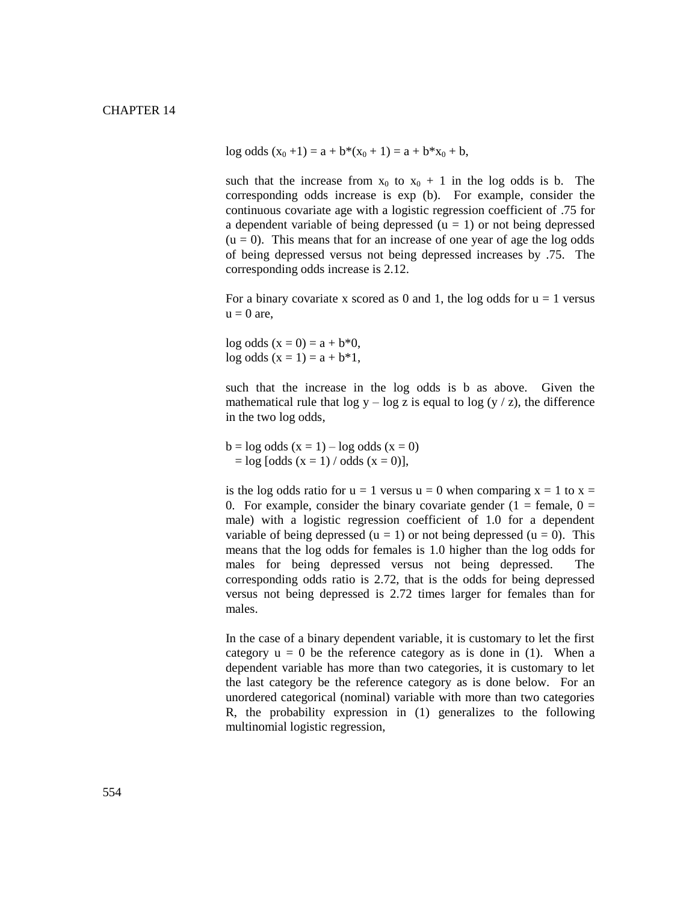$$\text{log odds}(x_0 + 1) = a + b*(x_0 + 1) = a + b*x_0 + b,$$

such that the increase from $x_0$ to $x_0 + 1$ in the log odds is b. The corresponding odds increase is exp (b). For example, consider the continuous covariate age with a logistic regression coefficient of .75 for a dependent variable of being depressed (u = 1) or not being depressed (u = 0). This means that for an increase of one year of age the log odds of being depressed versus not being depressed increases by .75. The corresponding odds increase is 2.12.

For a binary covariate x scored as 0 and 1, the log odds for u = 1 versus u = 0 are,

$$\text{log odds}(x = 0) = a + b*0,$$
$$\text{log odds}(x = 1) = a + b*1,$$

such that the increase in the log odds is b as above. Given the mathematical rule that log y – log z is equal to log (y / z), the difference in the two log odds,

$$b = \text{log odds}(x = 1) - \text{log odds}(x = 0)$$
$$= \log[\text{odds}(x = 1) / \text{odds}(x = 0)],$$

is the log odds ratio for u = 1 versus u = 0 when comparing x = 1 to x = 0. For example, consider the binary covariate gender (1 = female, 0 = male) with a logistic regression coefficient of 1.0 for a dependent variable of being depressed (u = 1) or not being depressed (u = 0). This means that the log odds for females is 1.0 higher than the log odds for males for being depressed versus not being depressed. The corresponding odds ratio is 2.72, that is the odds for being depressed versus not being depressed is 2.72 times larger for females than for males.

In the case of a binary dependent variable, it is customary to let the first category u = 0 be the reference category as is done in (1). When a dependent variable has more than two categories, it is customary to let the last category be the reference category as is done below. For an unordered categorical (nominal) variable with more than two categories R, the probability expression in (1) generalizes to the following multinomial logistic regression,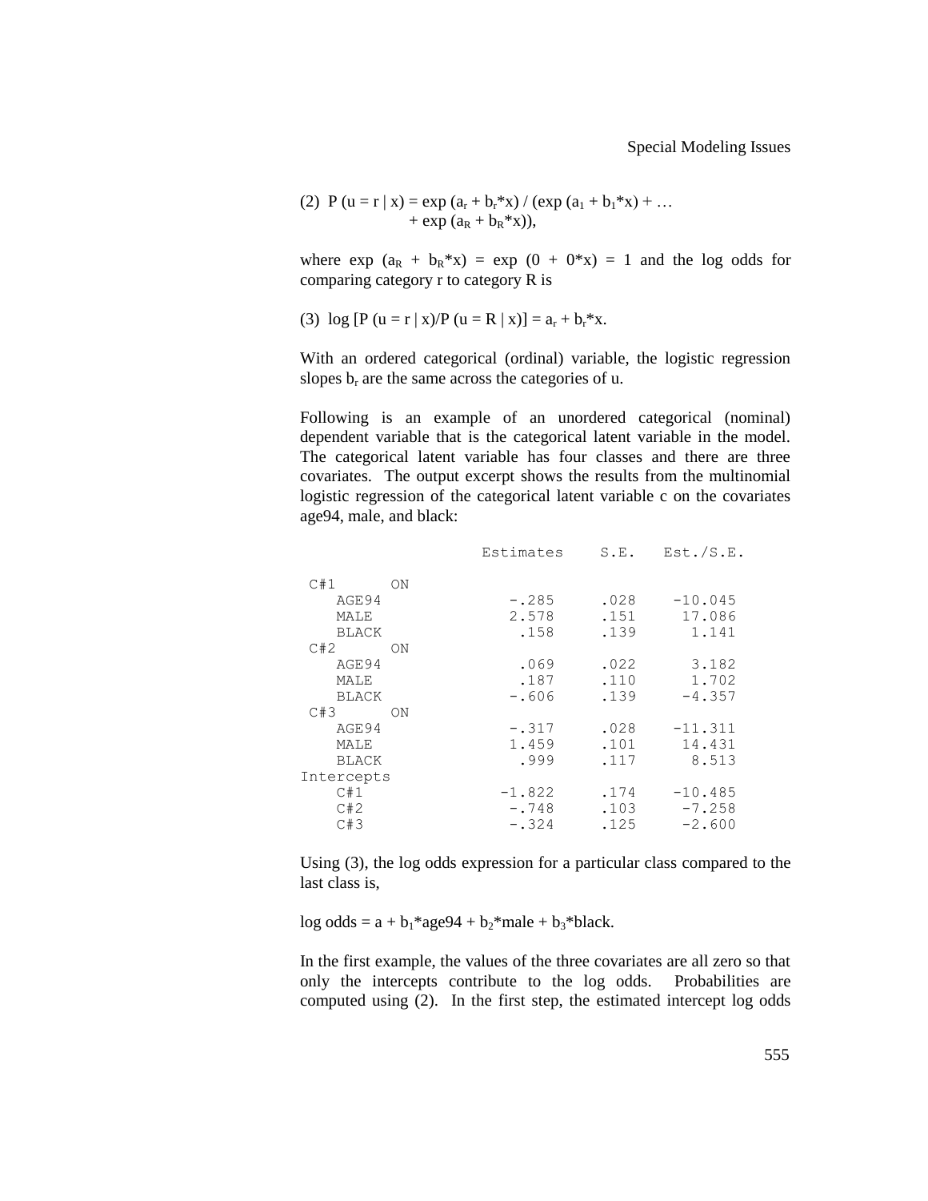$$(2)\ \ P(u = r \mid x) = \exp(a_r + b_r{*}x) / (\exp(a_1 + b_1{*}x) + \ldots + \exp(a_R + b_R{*}x)),$$

where $\exp(a_R + b_R{*}x) = \exp(0 + 0{*}x) = 1$ and the log odds for comparing category r to category R is

$$(3)\ \ \log [P(u = r \mid x)/P(u = R \mid x)] = a_r + b_r{*}x.$$

With an ordered categorical (ordinal) variable, the logistic regression slopes $b_r$ are the same across the categories of u.

Following is an example of an unordered categorical (nominal) dependent variable that is the categorical latent variable in the model. The categorical latent variable has four classes and there are three covariates. The output excerpt shows the results from the multinomial logistic regression of the categorical latent variable c on the covariates age94, male, and black:

```
                  Estimates     S.E.   Est./S.E.

 C#1       ON
   AGE94              -.285     .028     -10.045
   MALE               2.578     .151      17.086
   BLACK               .158     .139       1.141
 C#2       ON
   AGE94               .069     .022       3.182
   MALE                .187     .110       1.702
   BLACK              -.606     .139      -4.357
 C#3       ON
   AGE94              -.317     .028     -11.311
   MALE               1.459     .101      14.431
   BLACK               .999     .117       8.513
Intercepts
   C#1               -1.822     .174     -10.485
   C#2                -.748     .103      -7.258
   C#3                -.324     .125      -2.600
```

Using (3), the log odds expression for a particular class compared to the last class is,

log odds = $a + b_1{*}age94 + b_2{*}male + b_3{*}black$.

In the first example, the values of the three covariates are all zero so that only the intercepts contribute to the log odds. Probabilities are computed using (2). In the first step, the estimated intercept log odds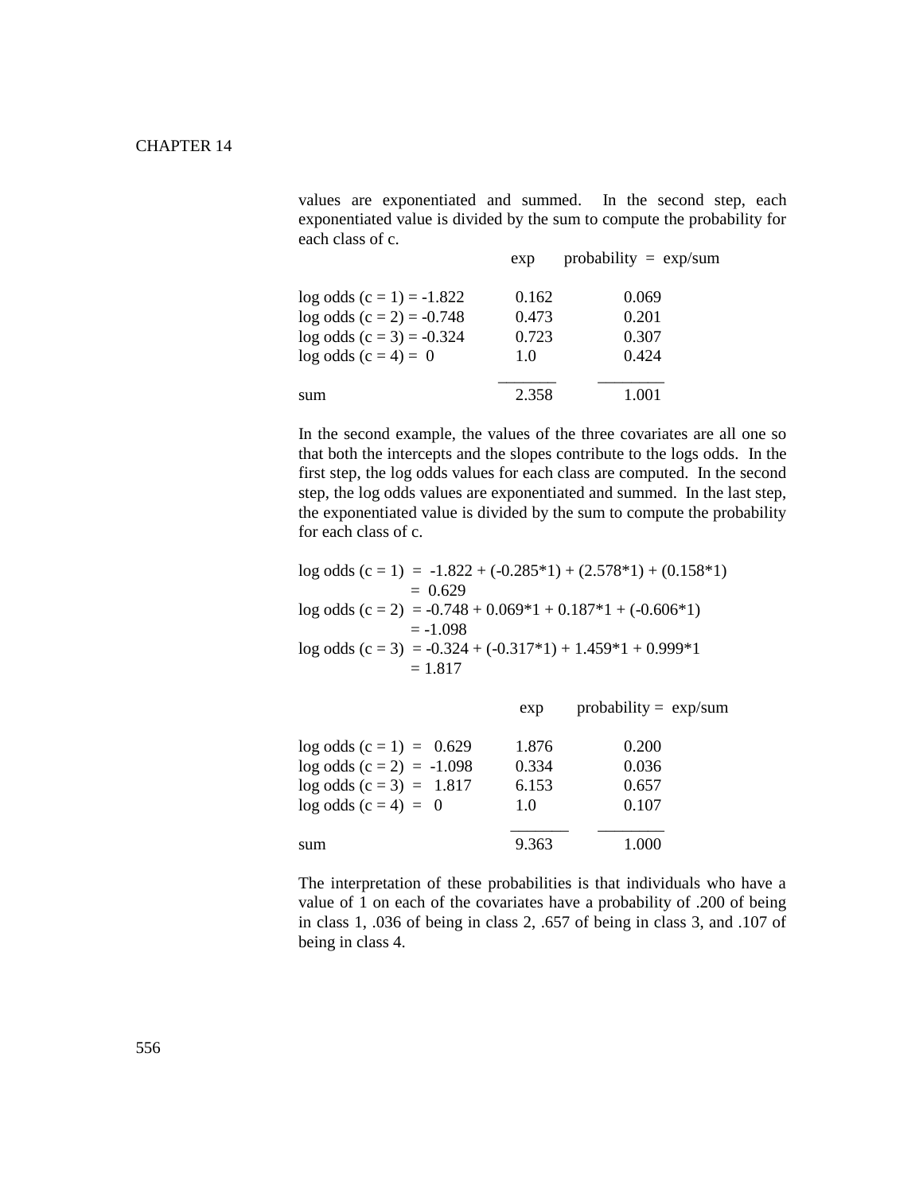values are exponentiated and summed. In the second step, each exponentiated value is divided by the sum to compute the probability for each class of c.

| | exp | probability = exp/sum |
|---|---|---|
| log odds (c = 1) = -1.822 | 0.162 | 0.069 |
| log odds (c = 2) = -0.748 | 0.473 | 0.201 |
| log odds (c = 3) = -0.324 | 0.723 | 0.307 |
| log odds (c = 4) = 0 | 1.0 | 0.424 |
| sum | 2.358 | 1.001 |

In the second example, the values of the three covariates are all one so that both the intercepts and the slopes contribute to the logs odds. In the first step, the log odds values for each class are computed. In the second step, the log odds values are exponentiated and summed. In the last step, the exponentiated value is divided by the sum to compute the probability for each class of c.

log odds (c = 1) = -1.822 + (-0.285*1) + (2.578*1) + (0.158*1)
= 0.629
log odds (c = 2) = -0.748 + 0.069*1 + 0.187*1 + (-0.606*1)
= -1.098
log odds (c = 3) = -0.324 + (-0.317*1) + 1.459*1 + 0.999*1
= 1.817

| | exp | probability = exp/sum |
|---|---|---|
| log odds (c = 1) = 0.629 | 1.876 | 0.200 |
| log odds (c = 2) = -1.098 | 0.334 | 0.036 |
| log odds (c = 3) = 1.817 | 6.153 | 0.657 |
| log odds (c = 4) = 0 | 1.0 | 0.107 |
| sum | 9.363 | 1.000 |

The interpretation of these probabilities is that individuals who have a value of 1 on each of the covariates have a probability of .200 of being in class 1, .036 of being in class 2, .657 of being in class 3, and .107 of being in class 4.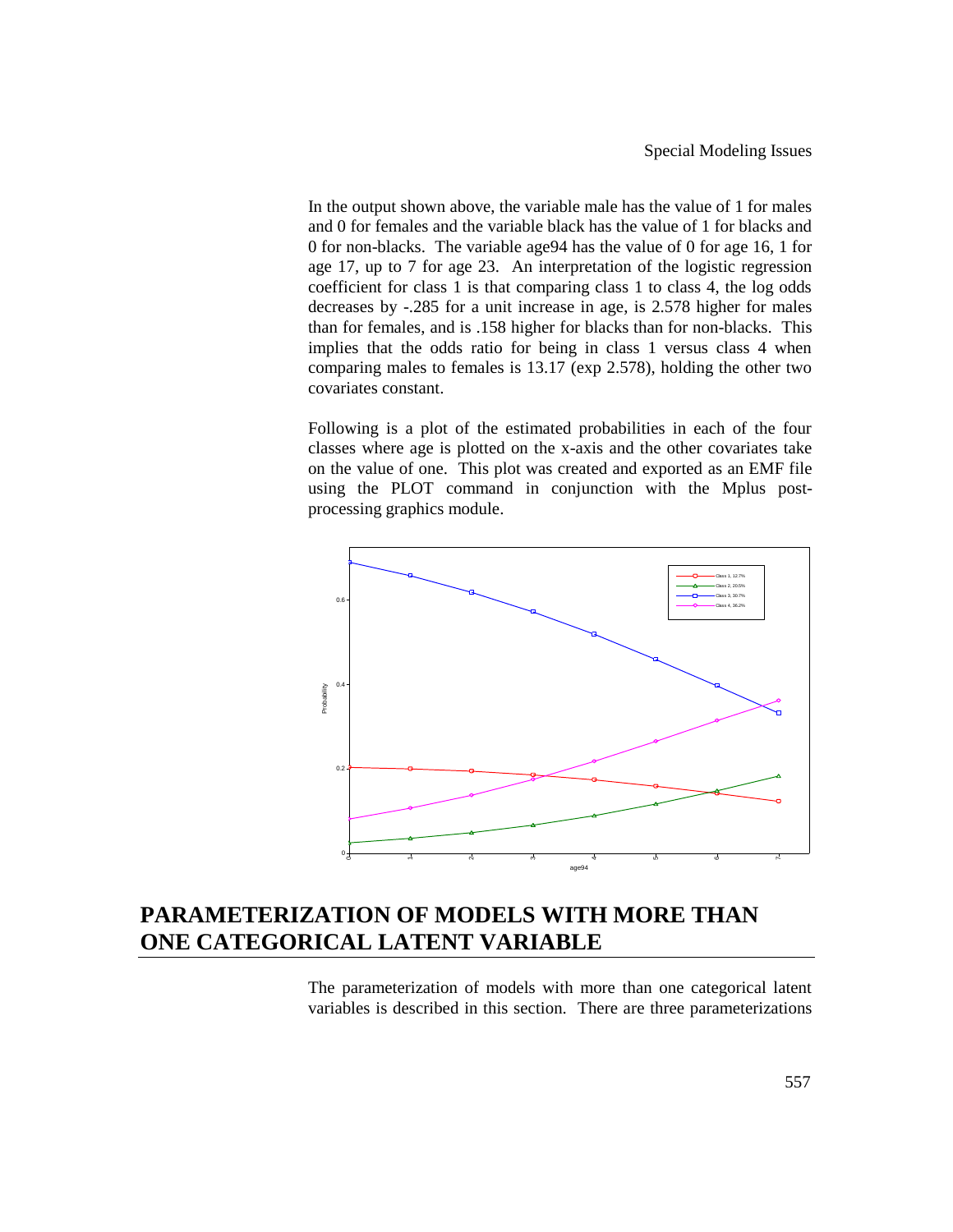In the output shown above, the variable male has the value of 1 for males and 0 for females and the variable black has the value of 1 for blacks and 0 for non-blacks. The variable age94 has the value of 0 for age 16, 1 for age 17, up to 7 for age 23. An interpretation of the logistic regression coefficient for class 1 is that comparing class 1 to class 4, the log odds decreases by -.285 for a unit increase in age, is 2.578 higher for males than for females, and is .158 higher for blacks than for non-blacks. This implies that the odds ratio for being in class 1 versus class 4 when comparing males to females is 13.17 (exp 2.578), holding the other two covariates constant.

Following is a plot of the estimated probabilities in each of the four classes where age is plotted on the x-axis and the other covariates take on the value of one. This plot was created and exported as an EMF file using the PLOT command in conjunction with the Mplus post-processing graphics module.

## PARAMETERIZATION OF MODELS WITH MORE THAN ONE CATEGORICAL LATENT VARIABLE

The parameterization of models with more than one categorical latent variables is described in this section. There are three parameterizations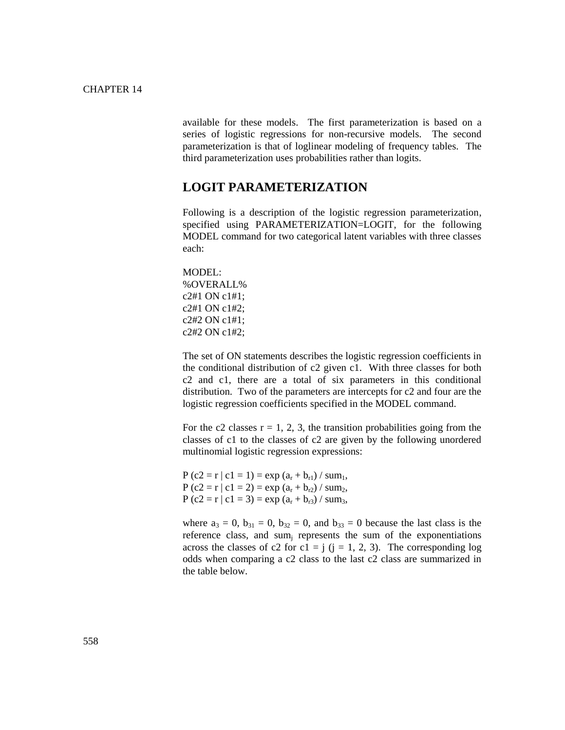available for these models. The first parameterization is based on a series of logistic regressions for non-recursive models. The second parameterization is that of loglinear modeling of frequency tables. The third parameterization uses probabilities rather than logits.

## LOGIT PARAMETERIZATION

Following is a description of the logistic regression parameterization, specified using PARAMETERIZATION=LOGIT, for the following MODEL command for two categorical latent variables with three classes each:

```
MODEL:
%OVERALL%
c2#1 ON c1#1;
c2#1 ON c1#2;
c2#2 ON c1#1;
c2#2 ON c1#2;
```

The set of ON statements describes the logistic regression coefficients in the conditional distribution of c2 given c1. With three classes for both c2 and c1, there are a total of six parameters in this conditional distribution. Two of the parameters are intercepts for c2 and four are the logistic regression coefficients specified in the MODEL command.

For the c2 classes r = 1, 2, 3, the transition probabilities going from the classes of c1 to the classes of c2 are given by the following unordered multinomial logistic regression expressions:

$P\ (c2 = r \mid c1 = 1) = \exp\ (a_r + b_{r1})\ /\ sum_1,$
$P\ (c2 = r \mid c1 = 2) = \exp\ (a_r + b_{r2})\ /\ sum_2,$
$P\ (c2 = r \mid c1 = 3) = \exp\ (a_r + b_{r3})\ /\ sum_3,$

where $a_3 = 0$, $b_{31} = 0$, $b_{32} = 0$, and $b_{33} = 0$ because the last class is the reference class, and $sum_j$ represents the sum of the exponentiations across the classes of c2 for c1 = j (j = 1, 2, 3). The corresponding log odds when comparing a c2 class to the last c2 class are summarized in the table below.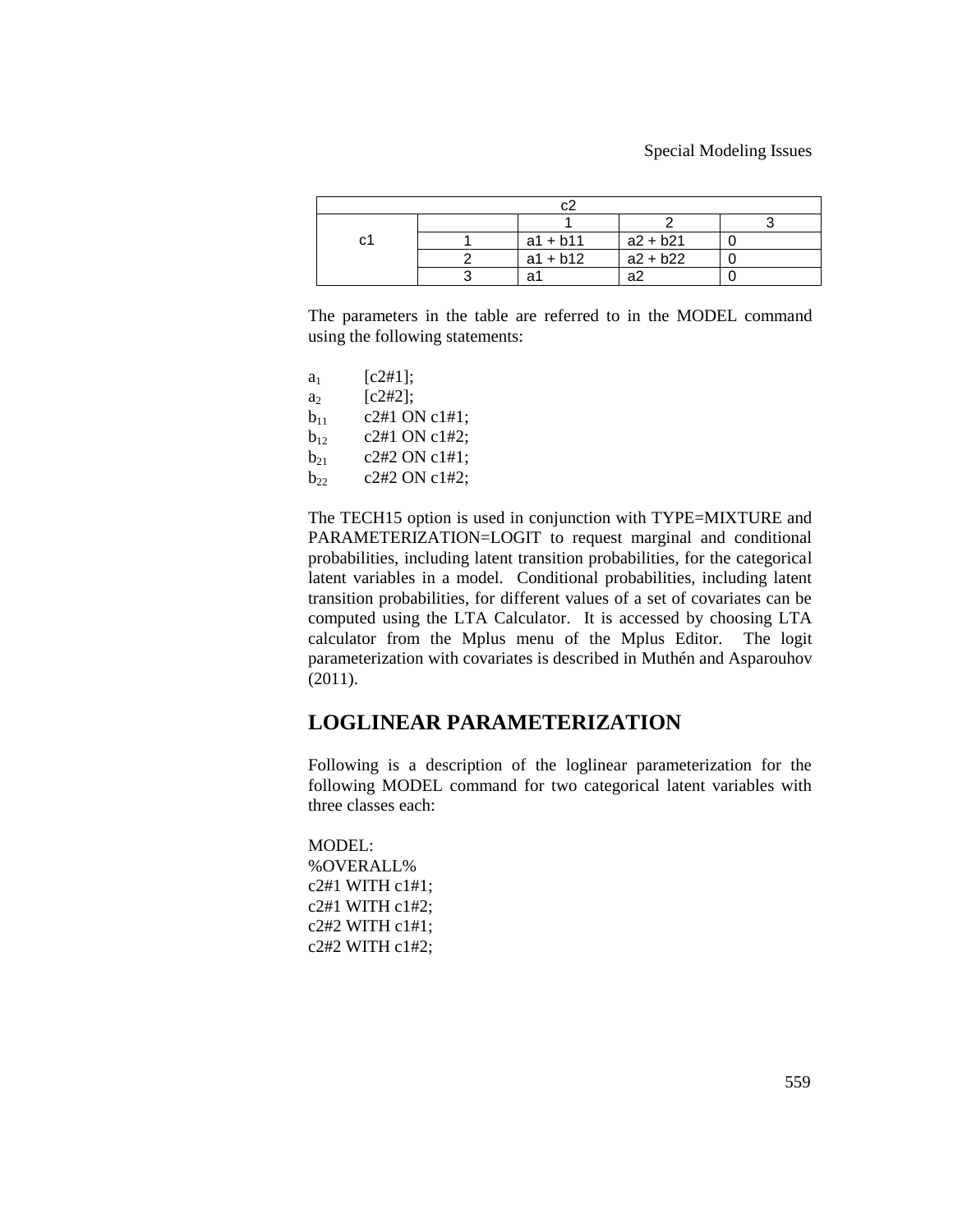| c2 | | | | |
|---|---|---|---|---|
| | | 1 | 2 | 3 |
| c1 | 1 | a1 + b11 | a2 + b21 | 0 |
| | 2 | a1 + b12 | a2 + b22 | 0 |
| | 3 | a1 | a2 | 0 |

The parameters in the table are referred to in the MODEL command using the following statements:

$a_1$ [c2#1];
$a_2$ [c2#2];
$b_{11}$ c2#1 ON c1#1;
$b_{12}$ c2#1 ON c1#2;
$b_{21}$ c2#2 ON c1#1;
$b_{22}$ c2#2 ON c1#2;

The TECH15 option is used in conjunction with TYPE=MIXTURE and PARAMETERIZATION=LOGIT to request marginal and conditional probabilities, including latent transition probabilities, for the categorical latent variables in a model. Conditional probabilities, including latent transition probabilities, for different values of a set of covariates can be computed using the LTA Calculator. It is accessed by choosing LTA calculator from the Mplus menu of the Mplus Editor. The logit parameterization with covariates is described in Muthén and Asparouhov (2011).

## LOGLINEAR PARAMETERIZATION

Following is a description of the loglinear parameterization for the following MODEL command for two categorical latent variables with three classes each:

```
MODEL:
%OVERALL%
c2#1 WITH c1#1;
c2#1 WITH c1#2;
c2#2 WITH c1#1;
c2#2 WITH c1#2;
```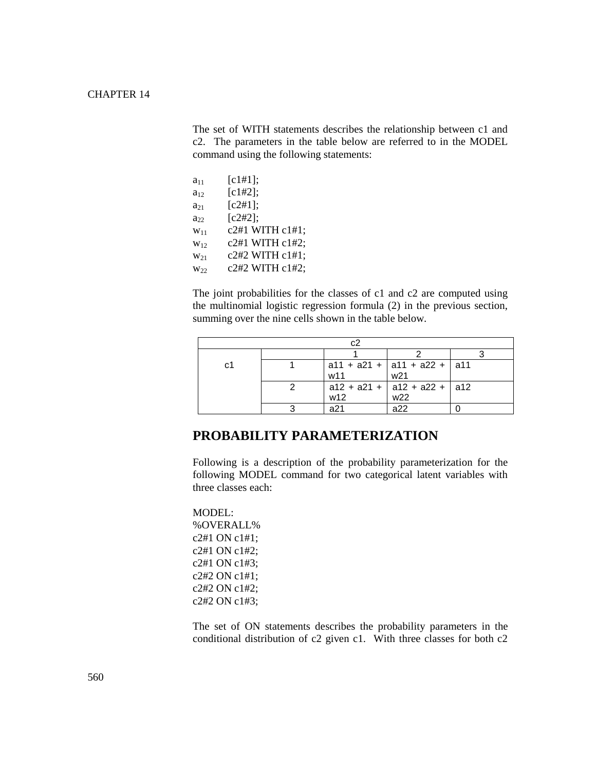The set of WITH statements describes the relationship between c1 and c2. The parameters in the table below are referred to in the MODEL command using the following statements:

$a_{11}$ [c1#1];
$a_{12}$ [c1#2];
$a_{21}$ [c2#1];
$a_{22}$ [c2#2];
$w_{11}$ c2#1 WITH c1#1;
$w_{12}$ c2#1 WITH c1#2;
$w_{21}$ c2#2 WITH c1#1;
$w_{22}$ c2#2 WITH c1#2;

The joint probabilities for the classes of c1 and c2 are computed using the multinomial logistic regression formula (2) in the previous section, summing over the nine cells shown in the table below.

| | | c2 | | |
|---|---|---|---|---|
| | | 1 | 2 | 3 |
| c1 | 1 | a11 + a21 + w11 | a11 + a22 + w21 | a11 |
| | 2 | a12 + a21 + w12 | a12 + a22 + w22 | a12 |
| | 3 | a21 | a22 | 0 |

## PROBABILITY PARAMETERIZATION

Following is a description of the probability parameterization for the following MODEL command for two categorical latent variables with three classes each:

```
MODEL:
%OVERALL%
c2#1 ON c1#1;
c2#1 ON c1#2;
c2#1 ON c1#3;
c2#2 ON c1#1;
c2#2 ON c1#2;
c2#2 ON c1#3;
```

The set of ON statements describes the probability parameters in the conditional distribution of c2 given c1. With three classes for both c2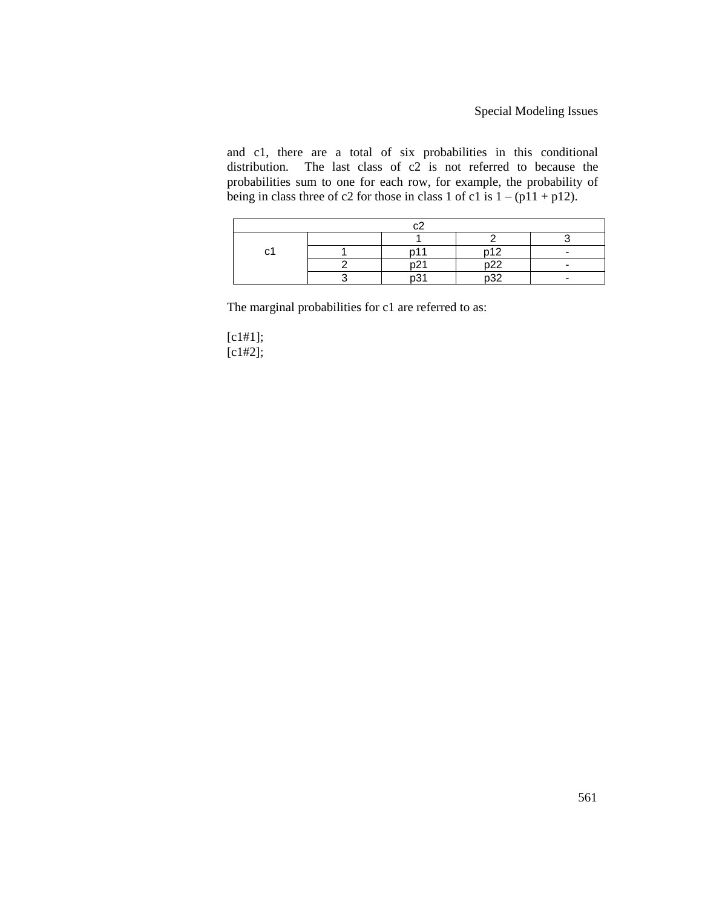and c1, there are a total of six probabilities in this conditional distribution. The last class of c2 is not referred to because the probabilities sum to one for each row, for example, the probability of being in class three of c2 for those in class 1 of c1 is 1 – (p11 + p12).

| c2 | | | | |
|---|---|---|---|---|
| | | 1 | 2 | 3 |
| c1 | 1 | p11 | p12 | - |
| | 2 | p21 | p22 | - |
| | 3 | p31 | p32 | - |

The marginal probabilities for c1 are referred to as:

```
[c1#1];
[c1#2];
```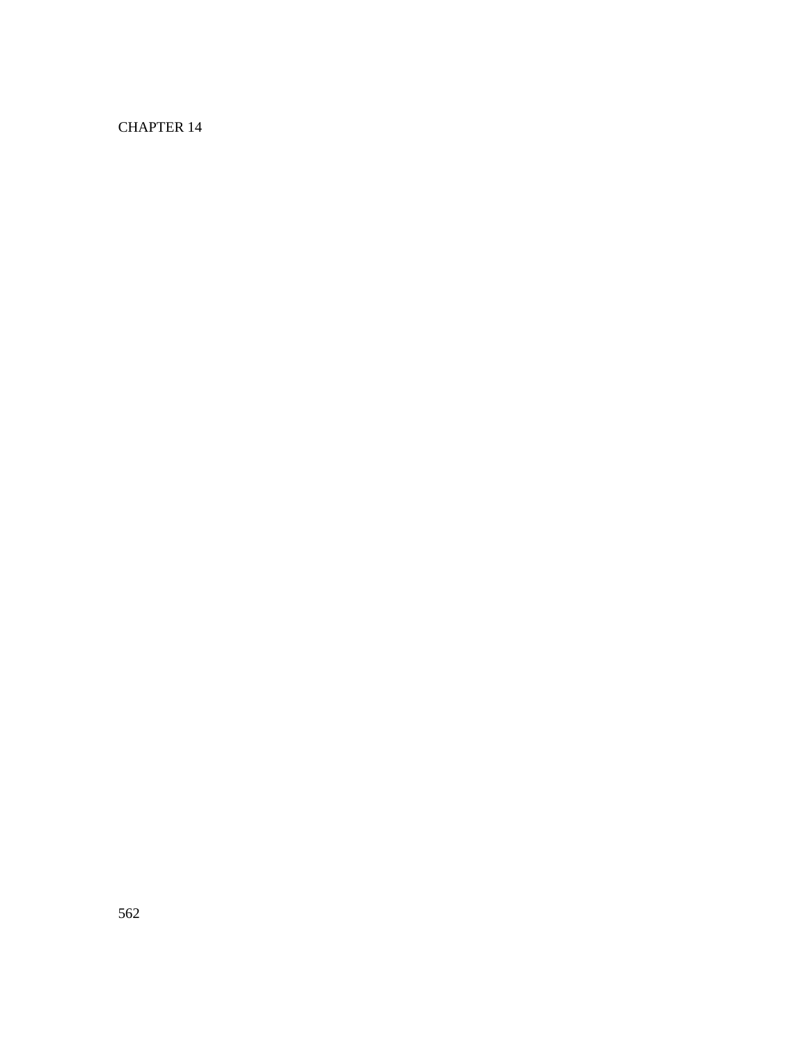CHAPTER 14